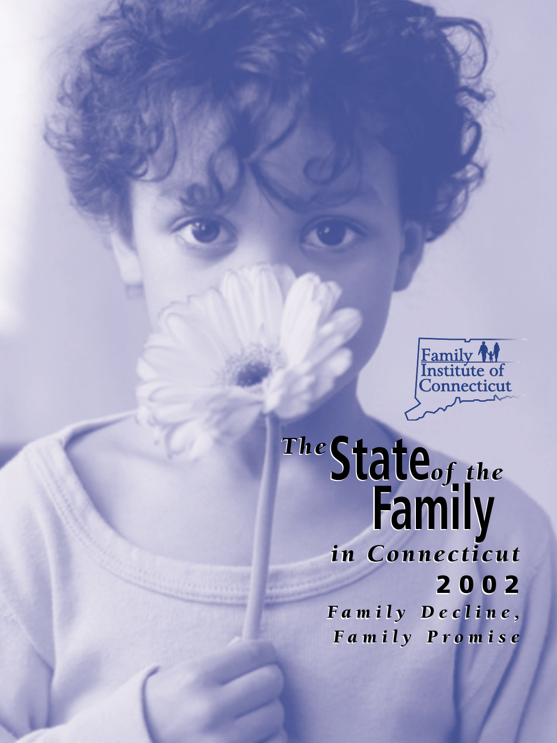Family Institute of Connecticut

# The State of the Family in Connecticut 2002

## *Family Decline, Family Promise*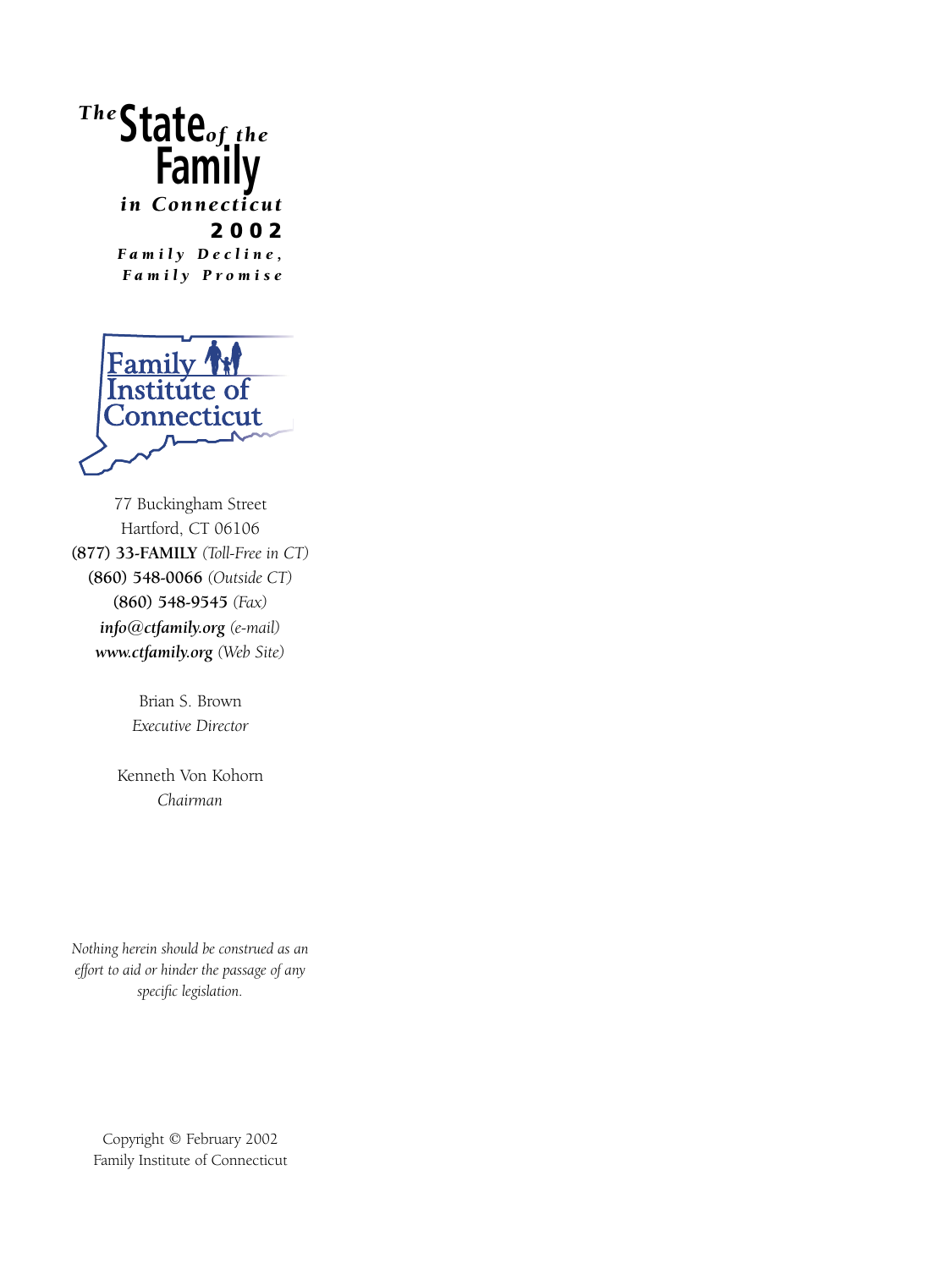# *The* State *of the* Family *in Connecticut* 2002

***Family Decline, Family Promise***

Family Institute of Connecticut

77 Buckingham Street
Hartford, CT 06106
**(877) 33-FAMILY** *(Toll-Free in CT)*
**(860) 548-0066** *(Outside CT)*
**(860) 548-9545** *(Fax)*
***info@ctfamily.org*** *(e-mail)*
***www.ctfamily.org*** *(Web Site)*

Brian S. Brown
*Executive Director*

Kenneth Von Kohorn
*Chairman*

*Nothing herein should be construed as an effort to aid or hinder the passage of any specific legislation.*

Copyright © February 2002
Family Institute of Connecticut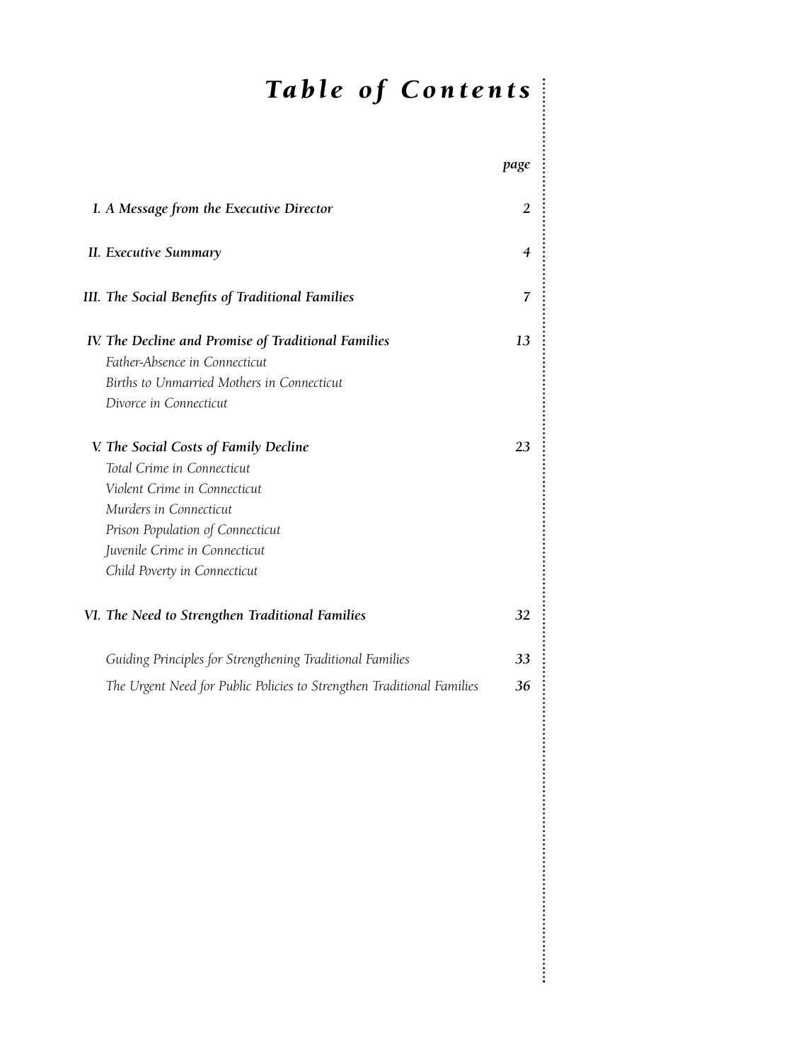# *Table of Contents*

| | *page* |
|---|---|
| ***I. A Message from the Executive Director*** | ***2*** |
| ***II. Executive Summary*** | ***4*** |
| ***III. The Social Benefits of Traditional Families*** | ***7*** |
| ***IV. The Decline and Promise of Traditional Families*** | ***13*** |
| *Father-Absence in Connecticut* | |
| *Births to Unmarried Mothers in Connecticut* | |
| *Divorce in Connecticut* | |
| ***V. The Social Costs of Family Decline*** | ***23*** |
| *Total Crime in Connecticut* | |
| *Violent Crime in Connecticut* | |
| *Murders in Connecticut* | |
| *Prison Population of Connecticut* | |
| *Juvenile Crime in Connecticut* | |
| *Child Poverty in Connecticut* | |
| ***VI. The Need to Strengthen Traditional Families*** | ***32*** |
| *Guiding Principles for Strengthening Traditional Families* | ***33*** |
| *The Urgent Need for Public Policies to Strengthen Traditional Families* | ***36*** |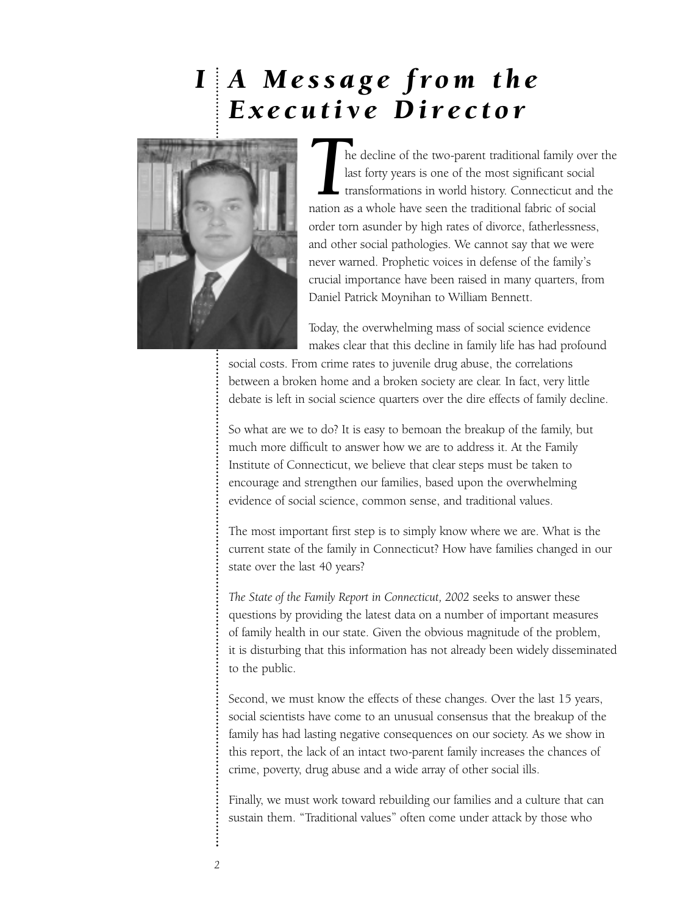# I A Message from the Executive Director

The decline of the two-parent traditional family over the last forty years is one of the most significant social transformations in world history. Connecticut and the nation as a whole have seen the traditional fabric of social order torn asunder by high rates of divorce, fatherlessness, and other social pathologies. We cannot say that we were never warned. Prophetic voices in defense of the family's crucial importance have been raised in many quarters, from Daniel Patrick Moynihan to William Bennett.

Today, the overwhelming mass of social science evidence makes clear that this decline in family life has had profound social costs. From crime rates to juvenile drug abuse, the correlations between a broken home and a broken society are clear. In fact, very little debate is left in social science quarters over the dire effects of family decline.

So what are we to do? It is easy to bemoan the breakup of the family, but much more difficult to answer how we are to address it. At the Family Institute of Connecticut, we believe that clear steps must be taken to encourage and strengthen our families, based upon the overwhelming evidence of social science, common sense, and traditional values.

The most important first step is to simply know where we are. What is the current state of the family in Connecticut? How have families changed in our state over the last 40 years?

*The State of the Family Report in Connecticut, 2002* seeks to answer these questions by providing the latest data on a number of important measures of family health in our state. Given the obvious magnitude of the problem, it is disturbing that this information has not already been widely disseminated to the public.

Second, we must know the effects of these changes. Over the last 15 years, social scientists have come to an unusual consensus that the breakup of the family has had lasting negative consequences on our society. As we show in this report, the lack of an intact two-parent family increases the chances of crime, poverty, drug abuse and a wide array of other social ills.

Finally, we must work toward rebuilding our families and a culture that can sustain them. "Traditional values" often come under attack by those who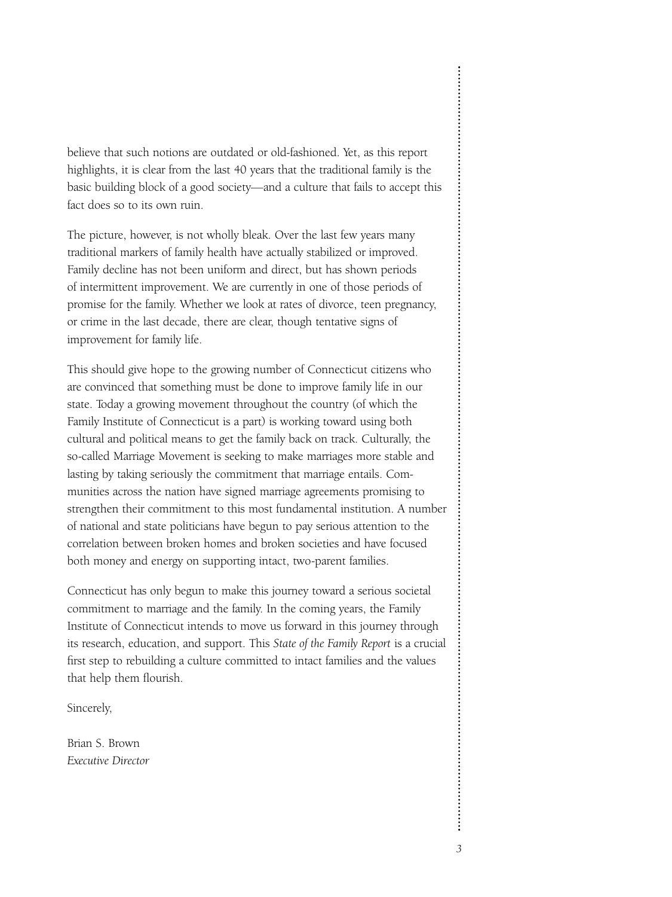believe that such notions are outdated or old-fashioned. Yet, as this report highlights, it is clear from the last 40 years that the traditional family is the basic building block of a good society—and a culture that fails to accept this fact does so to its own ruin.

The picture, however, is not wholly bleak. Over the last few years many traditional markers of family health have actually stabilized or improved. Family decline has not been uniform and direct, but has shown periods of intermittent improvement. We are currently in one of those periods of promise for the family. Whether we look at rates of divorce, teen pregnancy, or crime in the last decade, there are clear, though tentative signs of improvement for family life.

This should give hope to the growing number of Connecticut citizens who are convinced that something must be done to improve family life in our state. Today a growing movement throughout the country (of which the Family Institute of Connecticut is a part) is working toward using both cultural and political means to get the family back on track. Culturally, the so-called Marriage Movement is seeking to make marriages more stable and lasting by taking seriously the commitment that marriage entails. Communities across the nation have signed marriage agreements promising to strengthen their commitment to this most fundamental institution. A number of national and state politicians have begun to pay serious attention to the correlation between broken homes and broken societies and have focused both money and energy on supporting intact, two-parent families.

Connecticut has only begun to make this journey toward a serious societal commitment to marriage and the family. In the coming years, the Family Institute of Connecticut intends to move us forward in this journey through its research, education, and support. This *State of the Family Report* is a crucial first step to rebuilding a culture committed to intact families and the values that help them flourish.

Sincerely,

Brian S. Brown
*Executive Director*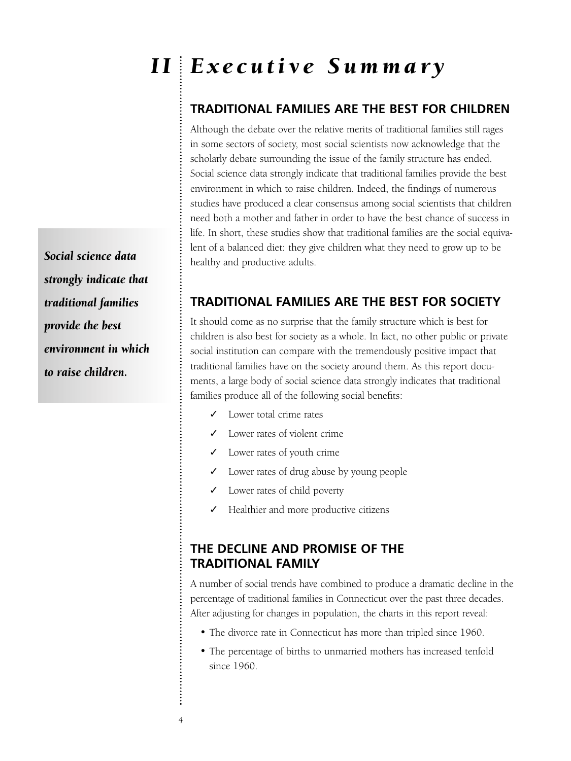# II Executive Summary

## TRADITIONAL FAMILIES ARE THE BEST FOR CHILDREN

Although the debate over the relative merits of traditional families still rages in some sectors of society, most social scientists now acknowledge that the scholarly debate surrounding the issue of the family structure has ended. Social science data strongly indicate that traditional families provide the best environment in which to raise children. Indeed, the findings of numerous studies have produced a clear consensus among social scientists that children need both a mother and father in order to have the best chance of success in life. In short, these studies show that traditional families are the social equivalent of a balanced diet: they give children what they need to grow up to be healthy and productive adults.

***Social science data strongly indicate that traditional families provide the best environment in which to raise children.***

## TRADITIONAL FAMILIES ARE THE BEST FOR SOCIETY

It should come as no surprise that the family structure which is best for children is also best for society as a whole. In fact, no other public or private social institution can compare with the tremendously positive impact that traditional families have on the society around them. As this report documents, a large body of social science data strongly indicates that traditional families produce all of the following social benefits:

- ✓ Lower total crime rates
- ✓ Lower rates of violent crime
- ✓ Lower rates of youth crime
- ✓ Lower rates of drug abuse by young people
- ✓ Lower rates of child poverty
- ✓ Healthier and more productive citizens

## THE DECLINE AND PROMISE OF THE TRADITIONAL FAMILY

A number of social trends have combined to produce a dramatic decline in the percentage of traditional families in Connecticut over the past three decades. After adjusting for changes in population, the charts in this report reveal:

- The divorce rate in Connecticut has more than tripled since 1960.
- The percentage of births to unmarried mothers has increased tenfold since 1960.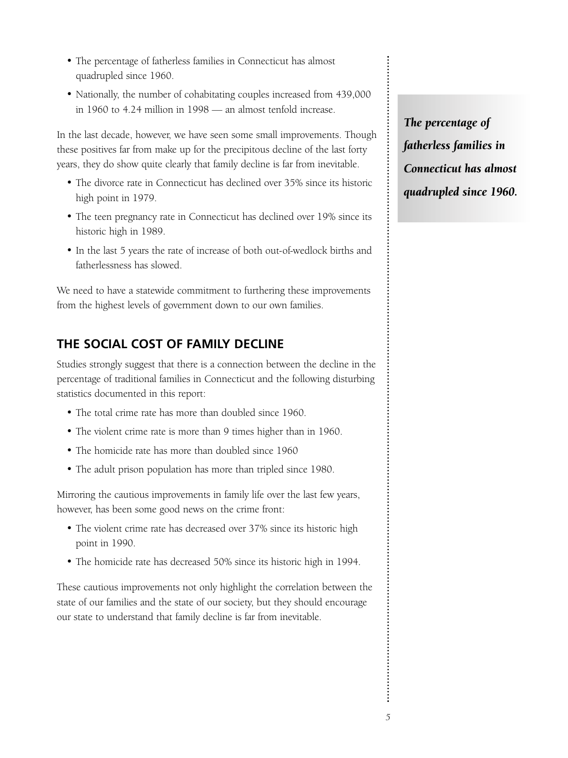- The percentage of fatherless families in Connecticut has almost quadrupled since 1960.
- Nationally, the number of cohabitating couples increased from 439,000 in 1960 to 4.24 million in 1998 — an almost tenfold increase.

In the last decade, however, we have seen some small improvements. Though these positives far from make up for the precipitous decline of the last forty years, they do show quite clearly that family decline is far from inevitable.

- The divorce rate in Connecticut has declined over 35% since its historic high point in 1979.
- The teen pregnancy rate in Connecticut has declined over 19% since its historic high in 1989.
- In the last 5 years the rate of increase of both out-of-wedlock births and fatherlessness has slowed.

We need to have a statewide commitment to furthering these improvements from the highest levels of government down to our own families.

***The percentage of fatherless families in Connecticut has almost quadrupled since 1960.***

## THE SOCIAL COST OF FAMILY DECLINE

Studies strongly suggest that there is a connection between the decline in the percentage of traditional families in Connecticut and the following disturbing statistics documented in this report:

- The total crime rate has more than doubled since 1960.
- The violent crime rate is more than 9 times higher than in 1960.
- The homicide rate has more than doubled since 1960
- The adult prison population has more than tripled since 1980.

Mirroring the cautious improvements in family life over the last few years, however, has been some good news on the crime front:

- The violent crime rate has decreased over 37% since its historic high point in 1990.
- The homicide rate has decreased 50% since its historic high in 1994.

These cautious improvements not only highlight the correlation between the state of our families and the state of our society, but they should encourage our state to understand that family decline is far from inevitable.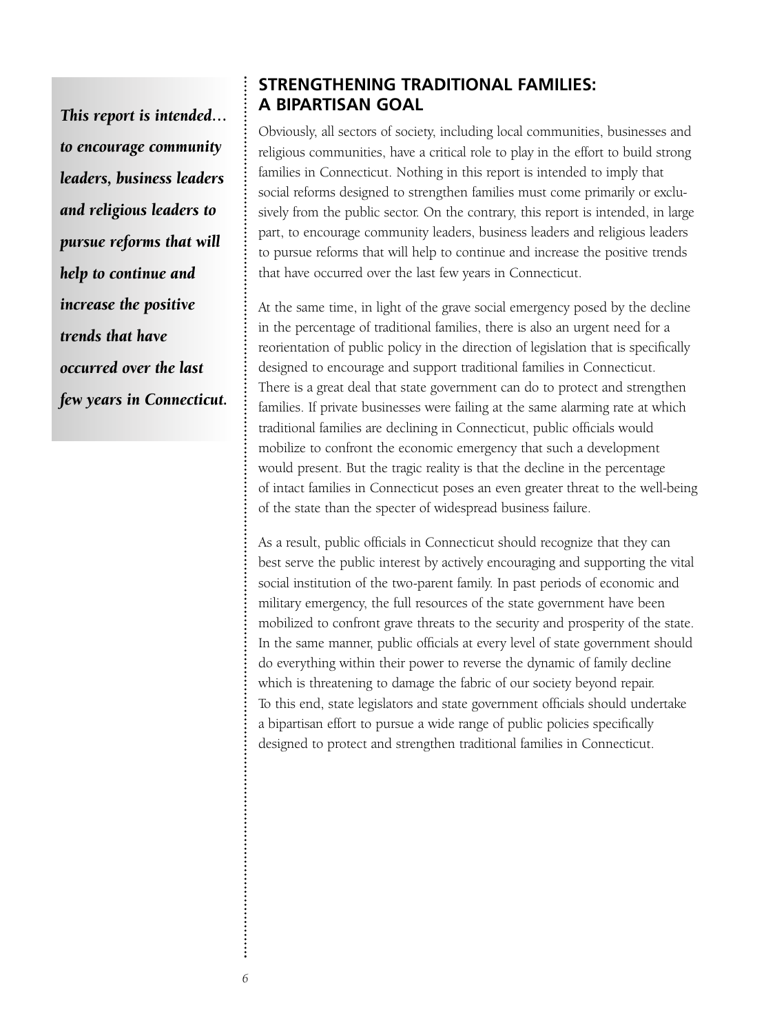## STRENGTHENING TRADITIONAL FAMILIES: A BIPARTISAN GOAL

Obviously, all sectors of society, including local communities, businesses and religious communities, have a critical role to play in the effort to build strong families in Connecticut. Nothing in this report is intended to imply that social reforms designed to strengthen families must come primarily or exclusively from the public sector. On the contrary, this report is intended, in large part, to encourage community leaders, business leaders and religious leaders to pursue reforms that will help to continue and increase the positive trends that have occurred over the last few years in Connecticut.

*This report is intended… to encourage community leaders, business leaders and religious leaders to pursue reforms that will help to continue and increase the positive trends that have occurred over the last few years in Connecticut.*

At the same time, in light of the grave social emergency posed by the decline in the percentage of traditional families, there is also an urgent need for a reorientation of public policy in the direction of legislation that is specifically designed to encourage and support traditional families in Connecticut. There is a great deal that state government can do to protect and strengthen families. If private businesses were failing at the same alarming rate at which traditional families are declining in Connecticut, public officials would mobilize to confront the economic emergency that such a development would present. But the tragic reality is that the decline in the percentage of intact families in Connecticut poses an even greater threat to the well-being of the state than the specter of widespread business failure.

As a result, public officials in Connecticut should recognize that they can best serve the public interest by actively encouraging and supporting the vital social institution of the two-parent family. In past periods of economic and military emergency, the full resources of the state government have been mobilized to confront grave threats to the security and prosperity of the state. In the same manner, public officials at every level of state government should do everything within their power to reverse the dynamic of family decline which is threatening to damage the fabric of our society beyond repair. To this end, state legislators and state government officials should undertake a bipartisan effort to pursue a wide range of public policies specifically designed to protect and strengthen traditional families in Connecticut.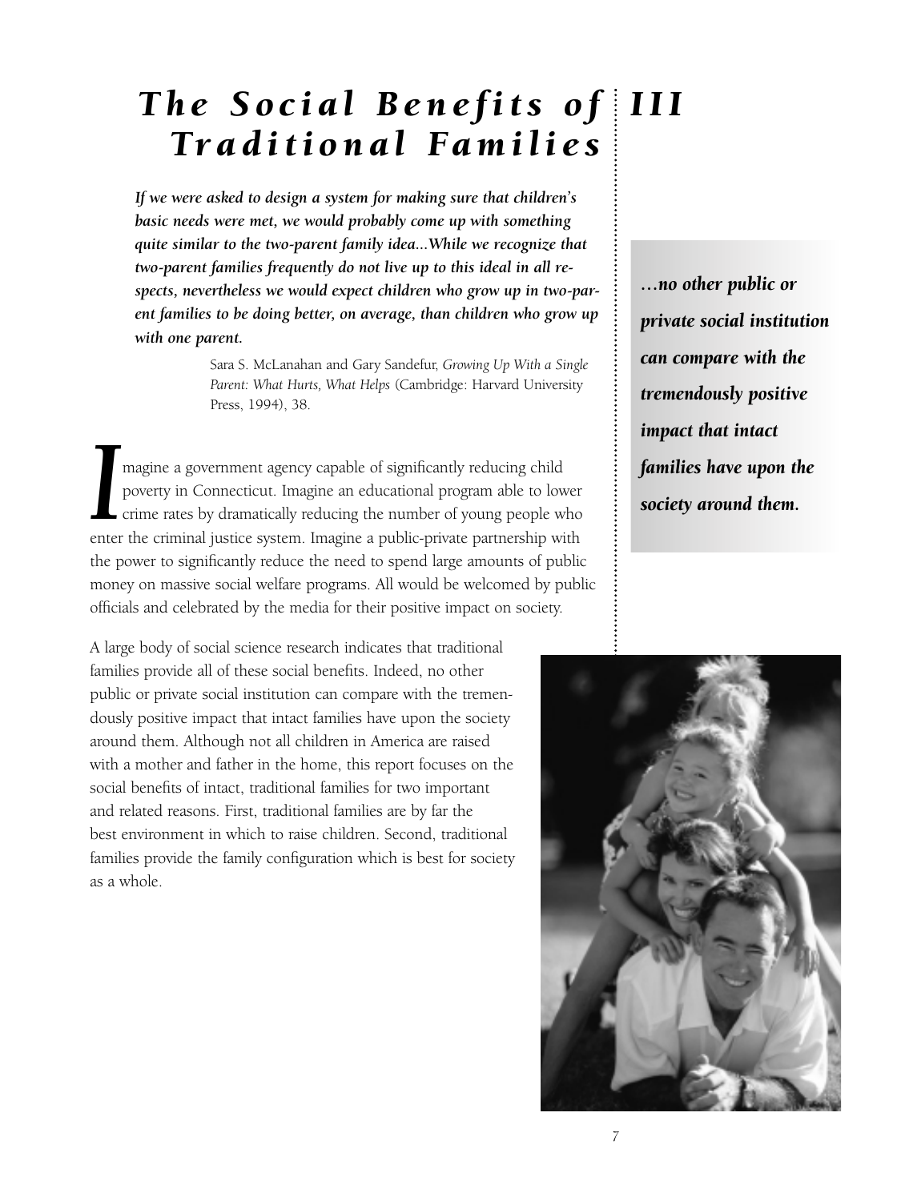# III The Social Benefits of Traditional Families

***If we were asked to design a system for making sure that children's basic needs were met, we would probably come up with something quite similar to the two-parent family idea...While we recognize that two-parent families frequently do not live up to this ideal in all respects, nevertheless we would expect children who grow up in two-parent families to be doing better, on average, than children who grow up with one parent.***

Sara S. McLanahan and Gary Sandefur, *Growing Up With a Single Parent: What Hurts, What Helps* (Cambridge: Harvard University Press, 1994), 38.

Imagine a government agency capable of significantly reducing child poverty in Connecticut. Imagine an educational program able to lower crime rates by dramatically reducing the number of young people who enter the criminal justice system. Imagine a public-private partnership with the power to significantly reduce the need to spend large amounts of public money on massive social welfare programs. All would be welcomed by public officials and celebrated by the media for their positive impact on society.

***...no other public or private social institution can compare with the tremendously positive impact that intact families have upon the society around them.***

A large body of social science research indicates that traditional families provide all of these social benefits. Indeed, no other public or private social institution can compare with the tremendously positive impact that intact families have upon the society around them. Although not all children in America are raised with a mother and father in the home, this report focuses on the social benefits of intact, traditional families for two important and related reasons. First, traditional families are by far the best environment in which to raise children. Second, traditional families provide the family configuration which is best for society as a whole.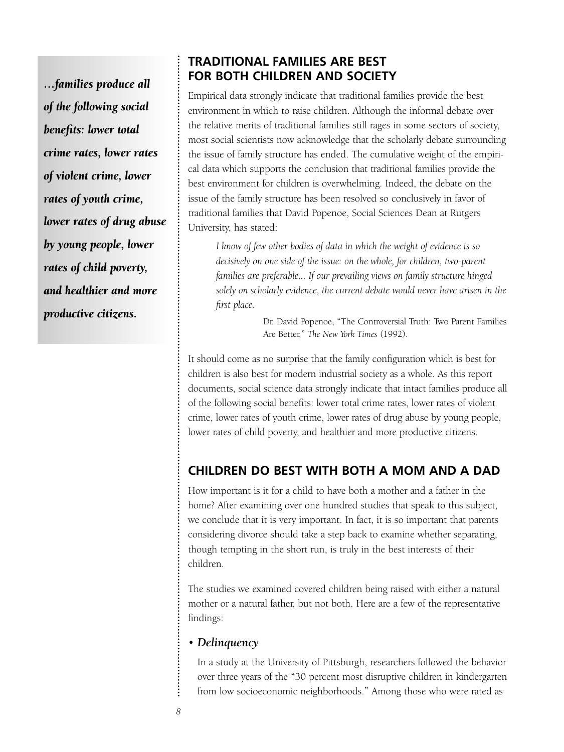*…families produce all of the following social benefits: lower total crime rates, lower rates of violent crime, lower rates of youth crime, lower rates of drug abuse by young people, lower rates of child poverty, and healthier and more productive citizens.*

## TRADITIONAL FAMILIES ARE BEST FOR BOTH CHILDREN AND SOCIETY

Empirical data strongly indicate that traditional families provide the best environment in which to raise children. Although the informal debate over the relative merits of traditional families still rages in some sectors of society, most social scientists now acknowledge that the scholarly debate surrounding the issue of family structure has ended. The cumulative weight of the empirical data which supports the conclusion that traditional families provide the best environment for children is overwhelming. Indeed, the debate on the issue of the family structure has been resolved so conclusively in favor of traditional families that David Popenoe, Social Sciences Dean at Rutgers University, has stated:

> *I know of few other bodies of data in which the weight of evidence is so decisively on one side of the issue: on the whole, for children, two-parent families are preferable... If our prevailing views on family structure hinged solely on scholarly evidence, the current debate would never have arisen in the first place.*
>
> Dr. David Popenoe, "The Controversial Truth: Two Parent Families Are Better," *The New York Times* (1992).

It should come as no surprise that the family configuration which is best for children is also best for modern industrial society as a whole. As this report documents, social science data strongly indicate that intact families produce all of the following social benefits: lower total crime rates, lower rates of violent crime, lower rates of youth crime, lower rates of drug abuse by young people, lower rates of child poverty, and healthier and more productive citizens.

## CHILDREN DO BEST WITH BOTH A MOM AND A DAD

How important is it for a child to have both a mother and a father in the home? After examining over one hundred studies that speak to this subject, we conclude that it is very important. In fact, it is so important that parents considering divorce should take a step back to examine whether separating, though tempting in the short run, is truly in the best interests of their children.

The studies we examined covered children being raised with either a natural mother or a natural father, but not both. Here are a few of the representative findings:

- ***Delinquency***

  In a study at the University of Pittsburgh, researchers followed the behavior over three years of the "30 percent most disruptive children in kindergarten from low socioeconomic neighborhoods." Among those who were rated as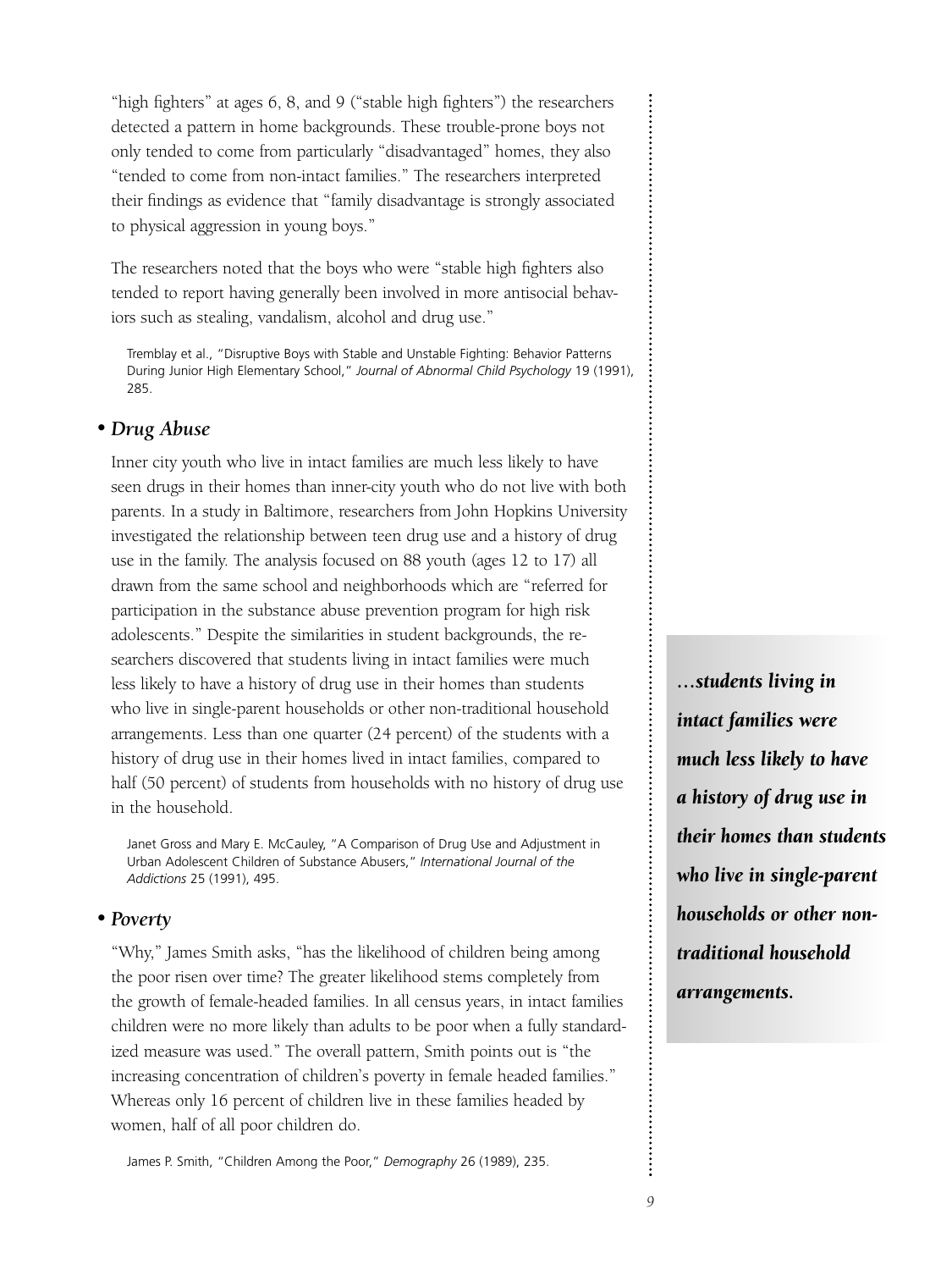"high fighters" at ages 6, 8, and 9 ("stable high fighters") the researchers detected a pattern in home backgrounds. These trouble-prone boys not only tended to come from particularly "disadvantaged" homes, they also "tended to come from non-intact families." The researchers interpreted their findings as evidence that "family disadvantage is strongly associated to physical aggression in young boys."

The researchers noted that the boys who were "stable high fighters also tended to report having generally been involved in more antisocial behaviors such as stealing, vandalism, alcohol and drug use."

Tremblay et al., "Disruptive Boys with Stable and Unstable Fighting: Behavior Patterns During Junior High Elementary School," *Journal of Abnormal Child Psychology* 19 (1991), 285.

### • *Drug Abuse*

Inner city youth who live in intact families are much less likely to have seen drugs in their homes than inner-city youth who do not live with both parents. In a study in Baltimore, researchers from John Hopkins University investigated the relationship between teen drug use and a history of drug use in the family. The analysis focused on 88 youth (ages 12 to 17) all drawn from the same school and neighborhoods which are "referred for participation in the substance abuse prevention program for high risk adolescents." Despite the similarities in student backgrounds, the researchers discovered that students living in intact families were much less likely to have a history of drug use in their homes than students who live in single-parent households or other non-traditional household arrangements. Less than one quarter (24 percent) of the students with a history of drug use in their homes lived in intact families, compared to half (50 percent) of students from households with no history of drug use in the household.

Janet Gross and Mary E. McCauley, "A Comparison of Drug Use and Adjustment in Urban Adolescent Children of Substance Abusers," *International Journal of the Addictions* 25 (1991), 495.

***…students living in intact families were much less likely to have a history of drug use in their homes than students who live in single-parent households or other non-traditional household arrangements.***

### • *Poverty*

"Why," James Smith asks, "has the likelihood of children being among the poor risen over time? The greater likelihood stems completely from the growth of female-headed families. In all census years, in intact families children were no more likely than adults to be poor when a fully standardized measure was used." The overall pattern, Smith points out is "the increasing concentration of children's poverty in female headed families." Whereas only 16 percent of children live in these families headed by women, half of all poor children do.

James P. Smith, "Children Among the Poor," *Demography* 26 (1989), 235.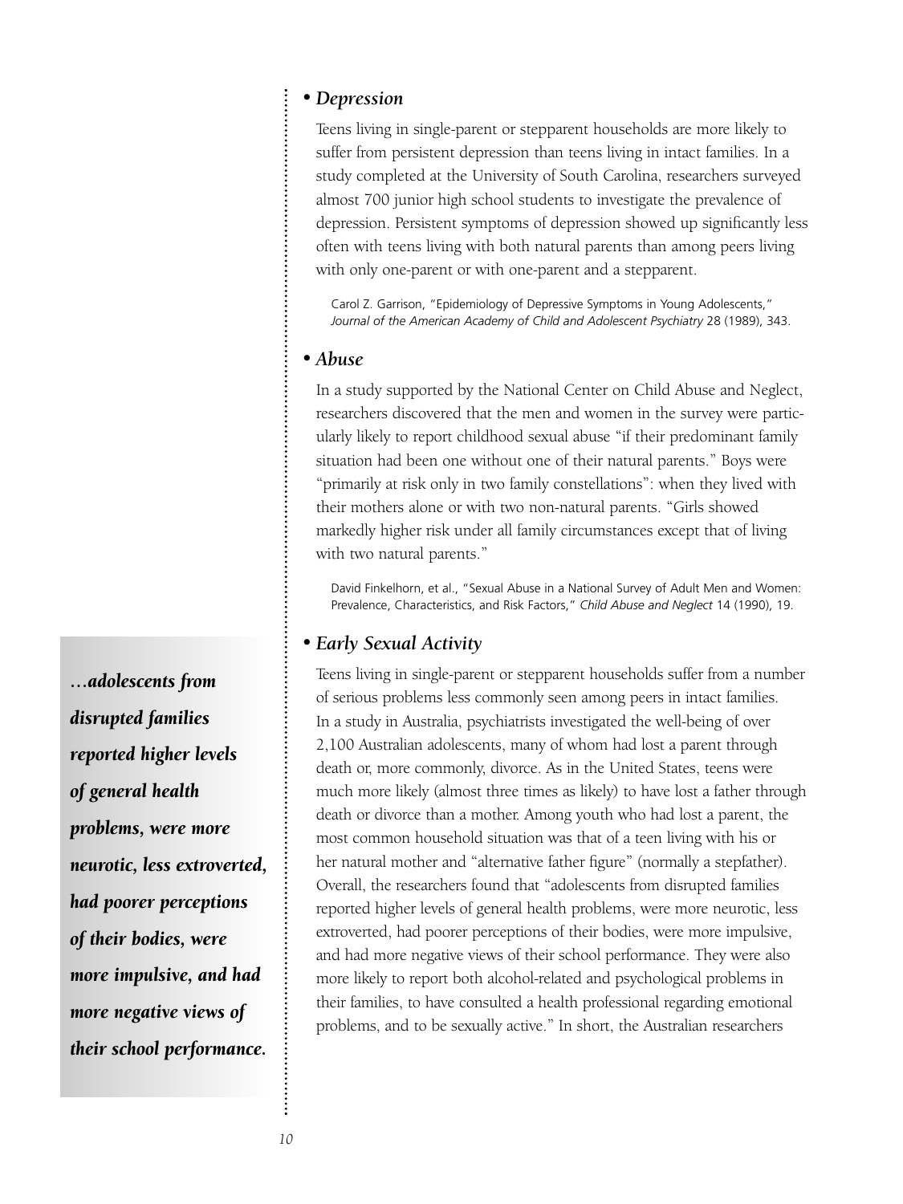### • *Depression*

Teens living in single-parent or stepparent households are more likely to suffer from persistent depression than teens living in intact families. In a study completed at the University of South Carolina, researchers surveyed almost 700 junior high school students to investigate the prevalence of depression. Persistent symptoms of depression showed up significantly less often with teens living with both natural parents than among peers living with only one-parent or with one-parent and a stepparent.

Carol Z. Garrison, "Epidemiology of Depressive Symptoms in Young Adolescents," *Journal of the American Academy of Child and Adolescent Psychiatry* 28 (1989), 343.

### • *Abuse*

In a study supported by the National Center on Child Abuse and Neglect, researchers discovered that the men and women in the survey were particularly likely to report childhood sexual abuse "if their predominant family situation had been one without one of their natural parents." Boys were "primarily at risk only in two family constellations": when they lived with their mothers alone or with two non-natural parents. "Girls showed markedly higher risk under all family circumstances except that of living with two natural parents."

David Finkelhorn, et al., "Sexual Abuse in a National Survey of Adult Men and Women: Prevalence, Characteristics, and Risk Factors," *Child Abuse and Neglect* 14 (1990), 19.

### • *Early Sexual Activity*

Teens living in single-parent or stepparent households suffer from a number of serious problems less commonly seen among peers in intact families. In a study in Australia, psychiatrists investigated the well-being of over 2,100 Australian adolescents, many of whom had lost a parent through death or, more commonly, divorce. As in the United States, teens were much more likely (almost three times as likely) to have lost a father through death or divorce than a mother. Among youth who had lost a parent, the most common household situation was that of a teen living with his or her natural mother and "alternative father figure" (normally a stepfather). Overall, the researchers found that "adolescents from disrupted families reported higher levels of general health problems, were more neurotic, less extroverted, had poorer perceptions of their bodies, were more impulsive, and had more negative views of their school performance. They were also more likely to report both alcohol-related and psychological problems in their families, to have consulted a health professional regarding emotional problems, and to be sexually active." In short, the Australian researchers

***…adolescents from disrupted families reported higher levels of general health problems, were more neurotic, less extroverted, had poorer perceptions of their bodies, were more impulsive, and had more negative views of their school performance.***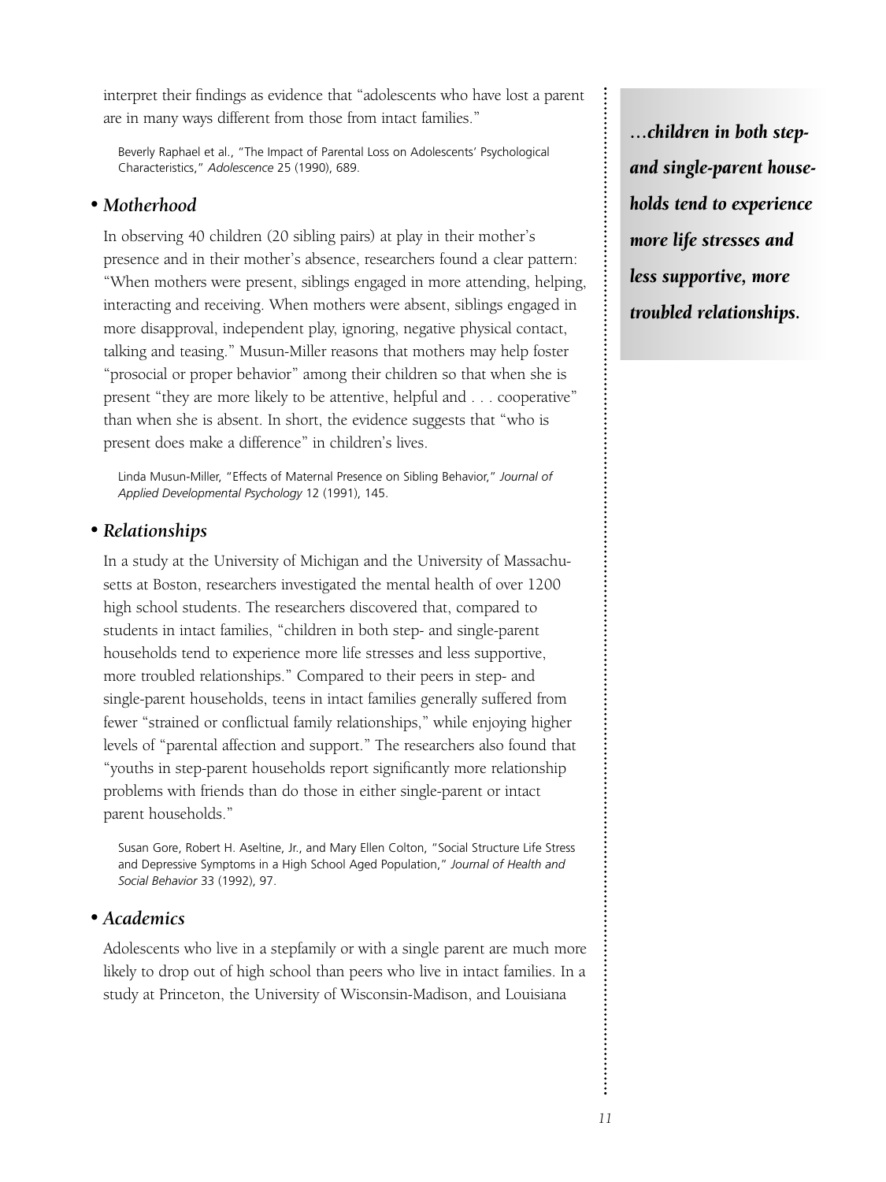interpret their findings as evidence that "adolescents who have lost a parent are in many ways different from those from intact families."

Beverly Raphael et al., "The Impact of Parental Loss on Adolescents' Psychological Characteristics," *Adolescence* 25 (1990), 689.

### • *Motherhood*

In observing 40 children (20 sibling pairs) at play in their mother's presence and in their mother's absence, researchers found a clear pattern: "When mothers were present, siblings engaged in more attending, helping, interacting and receiving. When mothers were absent, siblings engaged in more disapproval, independent play, ignoring, negative physical contact, talking and teasing." Musun-Miller reasons that mothers may help foster "prosocial or proper behavior" among their children so that when she is present "they are more likely to be attentive, helpful and . . . cooperative" than when she is absent. In short, the evidence suggests that "who is present does make a difference" in children's lives.

Linda Musun-Miller, "Effects of Maternal Presence on Sibling Behavior," *Journal of Applied Developmental Psychology* 12 (1991), 145.

### • *Relationships*

In a study at the University of Michigan and the University of Massachusetts at Boston, researchers investigated the mental health of over 1200 high school students. The researchers discovered that, compared to students in intact families, "children in both step- and single-parent households tend to experience more life stresses and less supportive, more troubled relationships." Compared to their peers in step- and single-parent households, teens in intact families generally suffered from fewer "strained or conflictual family relationships," while enjoying higher levels of "parental affection and support." The researchers also found that "youths in step-parent households report significantly more relationship problems with friends than do those in either single-parent or intact parent households."

Susan Gore, Robert H. Aseltine, Jr., and Mary Ellen Colton, "Social Structure Life Stress and Depressive Symptoms in a High School Aged Population," *Journal of Health and Social Behavior* 33 (1992), 97.

### • *Academics*

Adolescents who live in a stepfamily or with a single parent are much more likely to drop out of high school than peers who live in intact families. In a study at Princeton, the University of Wisconsin-Madison, and Louisiana

***…children in both step- and single-parent households tend to experience more life stresses and less supportive, more troubled relationships.***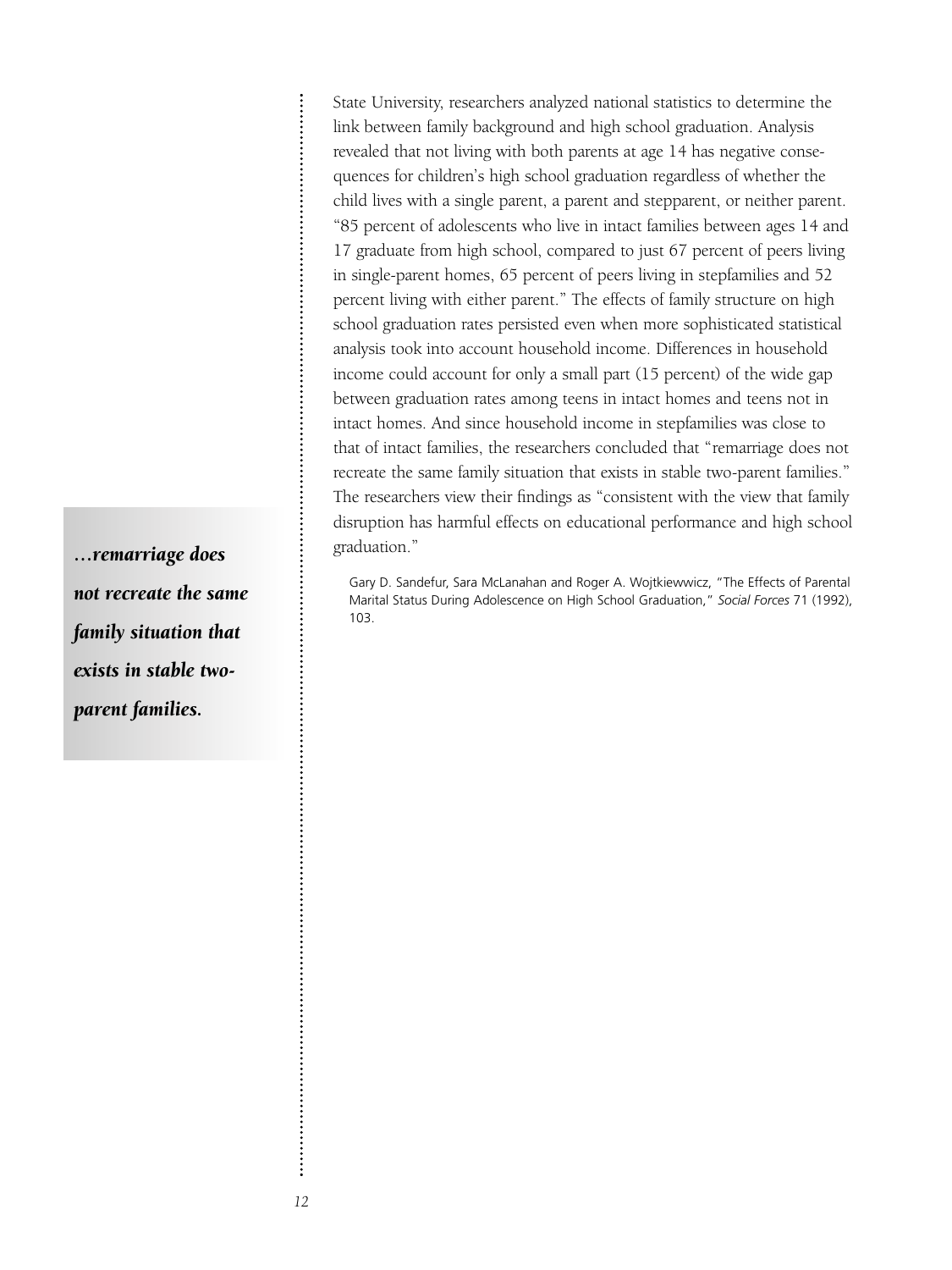State University, researchers analyzed national statistics to determine the link between family background and high school graduation. Analysis revealed that not living with both parents at age 14 has negative consequences for children's high school graduation regardless of whether the child lives with a single parent, a parent and stepparent, or neither parent. "85 percent of adolescents who live in intact families between ages 14 and 17 graduate from high school, compared to just 67 percent of peers living in single-parent homes, 65 percent of peers living in stepfamilies and 52 percent living with either parent." The effects of family structure on high school graduation rates persisted even when more sophisticated statistical analysis took into account household income. Differences in household income could account for only a small part (15 percent) of the wide gap between graduation rates among teens in intact homes and teens not in intact homes. And since household income in stepfamilies was close to that of intact families, the researchers concluded that "remarriage does not recreate the same family situation that exists in stable two-parent families." The researchers view their findings as "consistent with the view that family disruption has harmful effects on educational performance and high school graduation."

Gary D. Sandefur, Sara McLanahan and Roger A. Wojtkiewwicz, "The Effects of Parental Marital Status During Adolescence on High School Graduation," *Social Forces* 71 (1992), 103.

***...remarriage does not recreate the same family situation that exists in stable two-parent families.***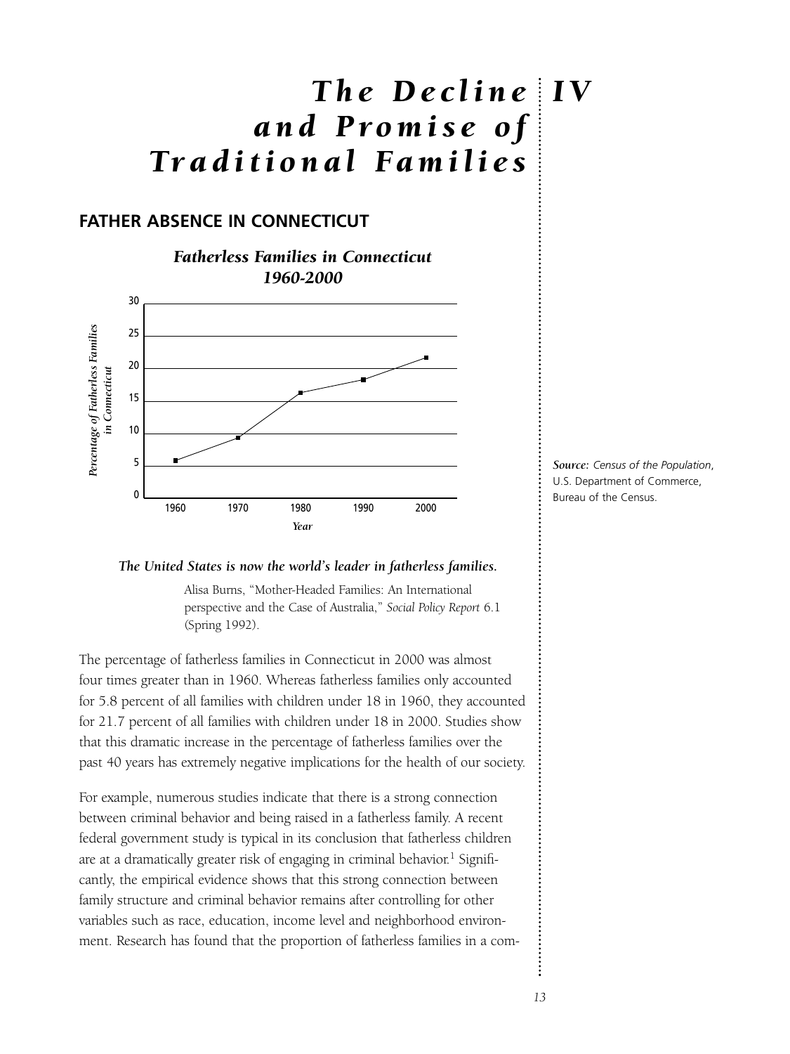# *The Decline and Promise of Traditional Families* IV

## FATHER ABSENCE IN CONNECTICUT

***Fatherless Families in Connecticut 1960-2000***

***Source:*** *Census of the Population*, U.S. Department of Commerce, Bureau of the Census.

***The United States is now the world's leader in fatherless families.***

Alisa Burns, "Mother-Headed Families: An International perspective and the Case of Australia," *Social Policy Report* 6.1 (Spring 1992).

The percentage of fatherless families in Connecticut in 2000 was almost four times greater than in 1960. Whereas fatherless families only accounted for 5.8 percent of all families with children under 18 in 1960, they accounted for 21.7 percent of all families with children under 18 in 2000. Studies show that this dramatic increase in the percentage of fatherless families over the past 40 years has extremely negative implications for the health of our society.

For example, numerous studies indicate that there is a strong connection between criminal behavior and being raised in a fatherless family. A recent federal government study is typical in its conclusion that fatherless children are at a dramatically greater risk of engaging in criminal behavior.[1] Significantly, the empirical evidence shows that this strong connection between family structure and criminal behavior remains after controlling for other variables such as race, education, income level and neighborhood environment. Research has found that the proportion of fatherless families in a com-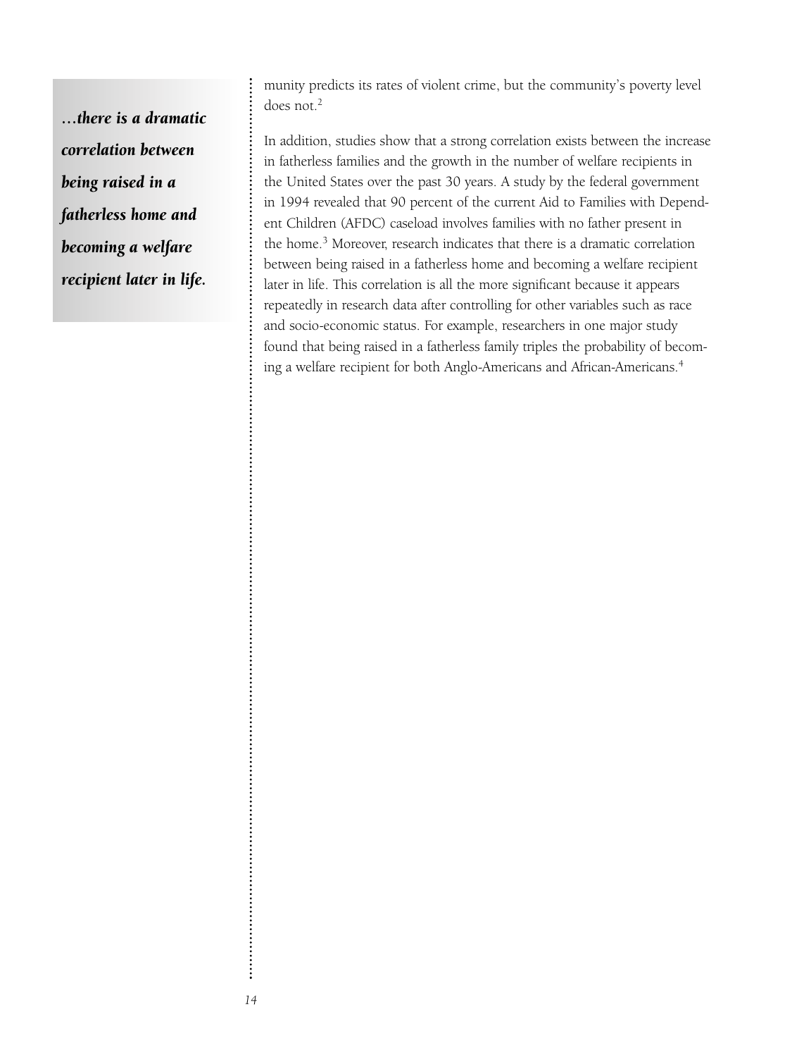*...there is a dramatic correlation between being raised in a fatherless home and becoming a welfare recipient later in life.*

munity predicts its rates of violent crime, but the community's poverty level does not.[2]

In addition, studies show that a strong correlation exists between the increase in fatherless families and the growth in the number of welfare recipients in the United States over the past 30 years. A study by the federal government in 1994 revealed that 90 percent of the current Aid to Families with Dependent Children (AFDC) caseload involves families with no father present in the home.[3] Moreover, research indicates that there is a dramatic correlation between being raised in a fatherless home and becoming a welfare recipient later in life. This correlation is all the more significant because it appears repeatedly in research data after controlling for other variables such as race and socio-economic status. For example, researchers in one major study found that being raised in a fatherless family triples the probability of becoming a welfare recipient for both Anglo-Americans and African-Americans.[4]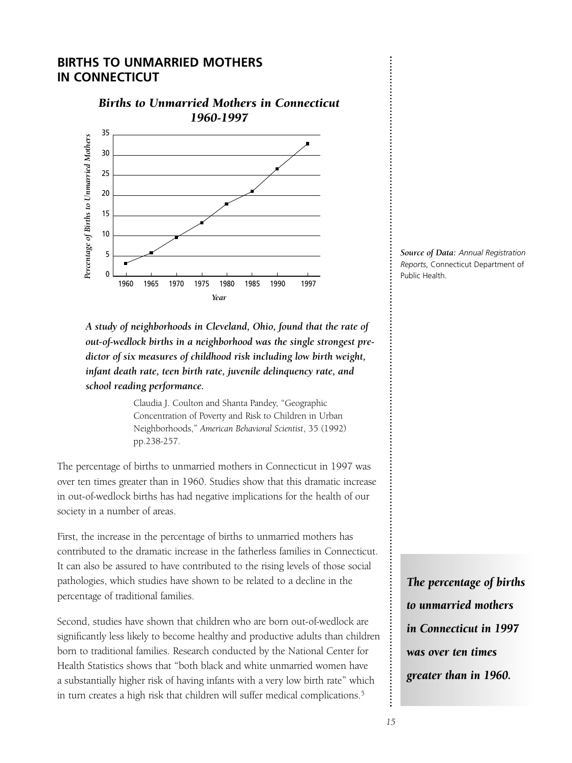## BIRTHS TO UNMARRIED MOTHERS IN CONNECTICUT

***Births to Unmarried Mothers in Connecticut 1960-1997***

*Source of Data: Annual Registration Reports*, Connecticut Department of Public Health.

***A study of neighborhoods in Cleveland, Ohio, found that the rate of out-of-wedlock births in a neighborhood was the single strongest predictor of six measures of childhood risk including low birth weight, infant death rate, teen birth rate, juvenile delinquency rate, and school reading performance.***

> Claudia J. Coulton and Shanta Pandey, "Geographic Concentration of Poverty and Risk to Children in Urban Neighborhoods," *American Behavioral Scientist*, 35 (1992) pp.238-257.

The percentage of births to unmarried mothers in Connecticut in 1997 was over ten times greater than in 1960. Studies show that this dramatic increase in out-of-wedlock births has had negative implications for the health of our society in a number of areas.

First, the increase in the percentage of births to unmarried mothers has contributed to the dramatic increase in the fatherless families in Connecticut. It can also be assured to have contributed to the rising levels of those social pathologies, which studies have shown to be related to a decline in the percentage of traditional families.

Second, studies have shown that children who are born out-of-wedlock are significantly less likely to become healthy and productive adults than children born to traditional families. Research conducted by the National Center for Health Statistics shows that "both black and white unmarried women have a substantially higher risk of having infants with a very low birth rate" which in turn creates a high risk that children will suffer medical complications.[5]

***The percentage of births to unmarried mothers in Connecticut in 1997 was over ten times greater than in 1960.***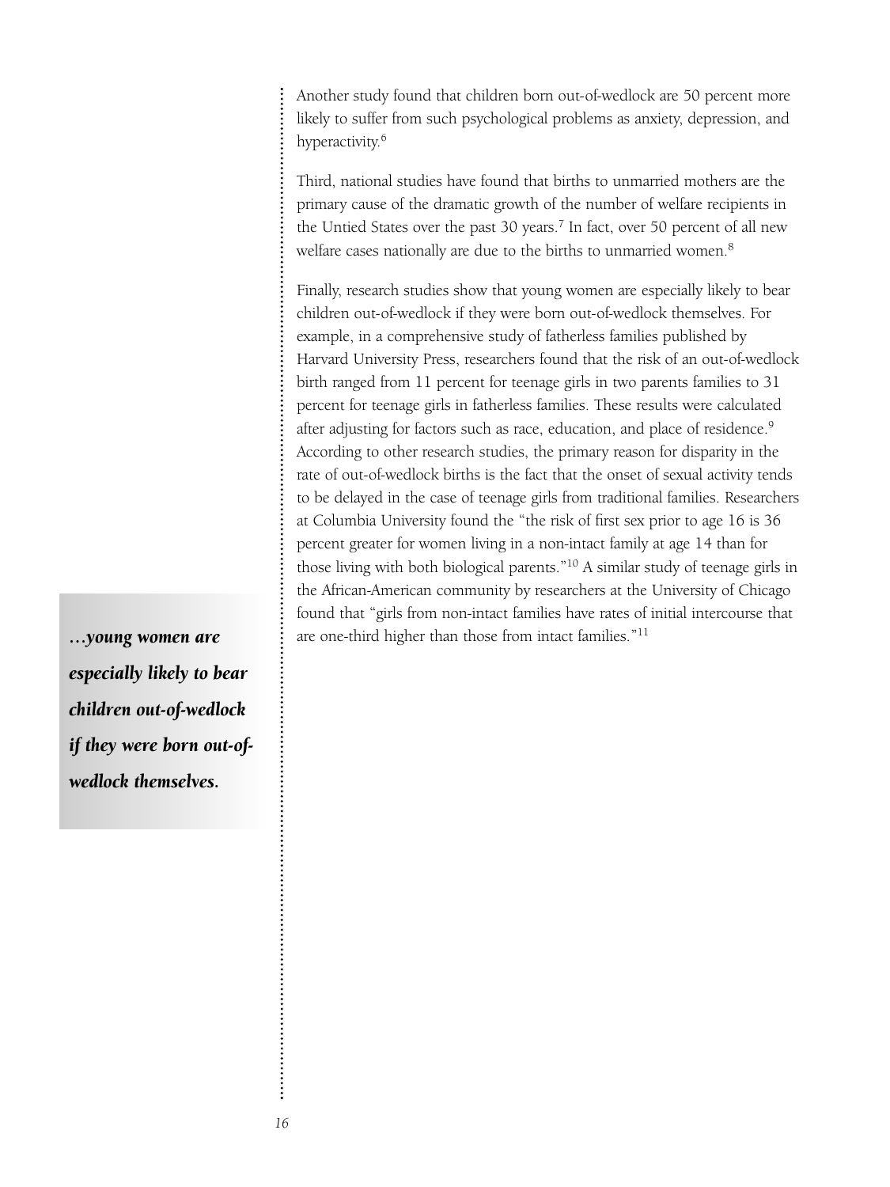Another study found that children born out-of-wedlock are 50 percent more likely to suffer from such psychological problems as anxiety, depression, and hyperactivity.[6]

Third, national studies have found that births to unmarried mothers are the primary cause of the dramatic growth of the number of welfare recipients in the Untied States over the past 30 years.[7] In fact, over 50 percent of all new welfare cases nationally are due to the births to unmarried women.[8]

Finally, research studies show that young women are especially likely to bear children out-of-wedlock if they were born out-of-wedlock themselves. For example, in a comprehensive study of fatherless families published by Harvard University Press, researchers found that the risk of an out-of-wedlock birth ranged from 11 percent for teenage girls in two parents families to 31 percent for teenage girls in fatherless families. These results were calculated after adjusting for factors such as race, education, and place of residence.[9] According to other research studies, the primary reason for disparity in the rate of out-of-wedlock births is the fact that the onset of sexual activity tends to be delayed in the case of teenage girls from traditional families. Researchers at Columbia University found the "the risk of first sex prior to age 16 is 36 percent greater for women living in a non-intact family at age 14 than for those living with both biological parents."[10] A similar study of teenage girls in the African-American community by researchers at the University of Chicago found that "girls from non-intact families have rates of initial intercourse that are one-third higher than those from intact families."[11]

***…young women are especially likely to bear children out-of-wedlock if they were born out-of-wedlock themselves.***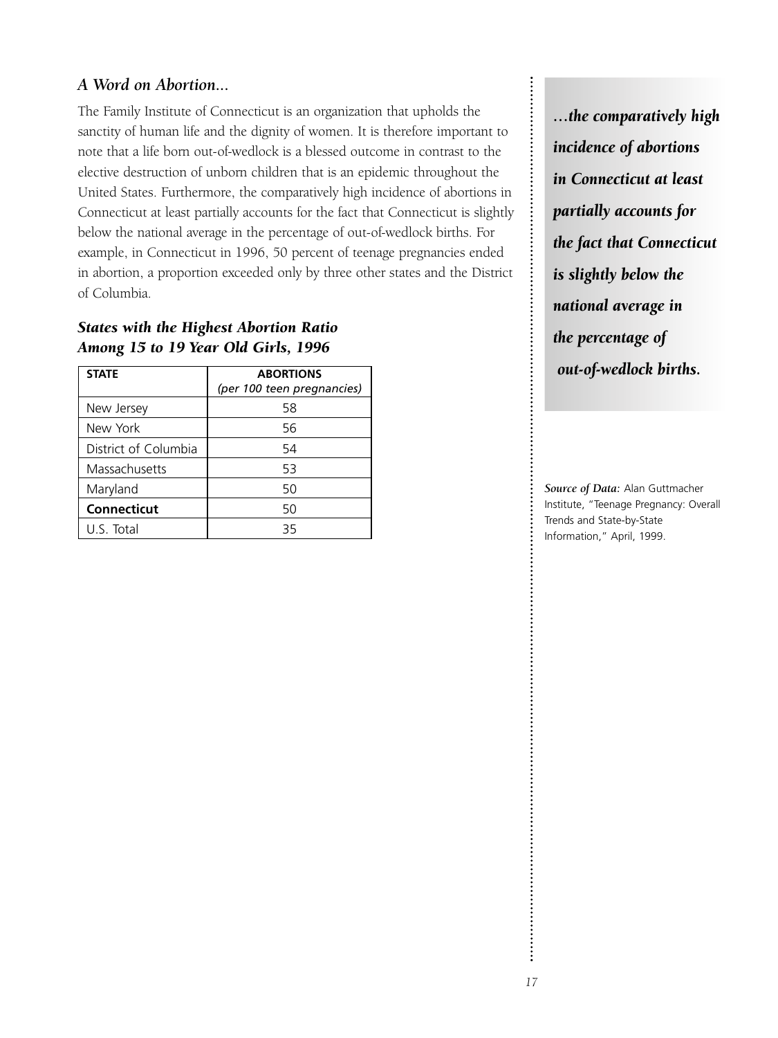### *A Word on Abortion...*

The Family Institute of Connecticut is an organization that upholds the sanctity of human life and the dignity of women. It is therefore important to note that a life born out-of-wedlock is a blessed outcome in contrast to the elective destruction of unborn children that is an epidemic throughout the United States. Furthermore, the comparatively high incidence of abortions in Connecticut at least partially accounts for the fact that Connecticut is slightly below the national average in the percentage of out-of-wedlock births. For example, in Connecticut in 1996, 50 percent of teenage pregnancies ended in abortion, a proportion exceeded only by three other states and the District of Columbia.

### *States with the Highest Abortion Ratio Among 15 to 19 Year Old Girls, 1996*

| STATE | ABORTIONS *(per 100 teen pregnancies)* |
|---|---|
| New Jersey | 58 |
| New York | 56 |
| District of Columbia | 54 |
| Massachusetts | 53 |
| Maryland | 50 |
| **Connecticut** | 50 |
| U.S. Total | 35 |

***...the comparatively high incidence of abortions in Connecticut at least partially accounts for the fact that Connecticut is slightly below the national average in the percentage of out-of-wedlock births.***

***Source of Data:*** Alan Guttmacher Institute, "Teenage Pregnancy: Overall Trends and State-by-State Information," April, 1999.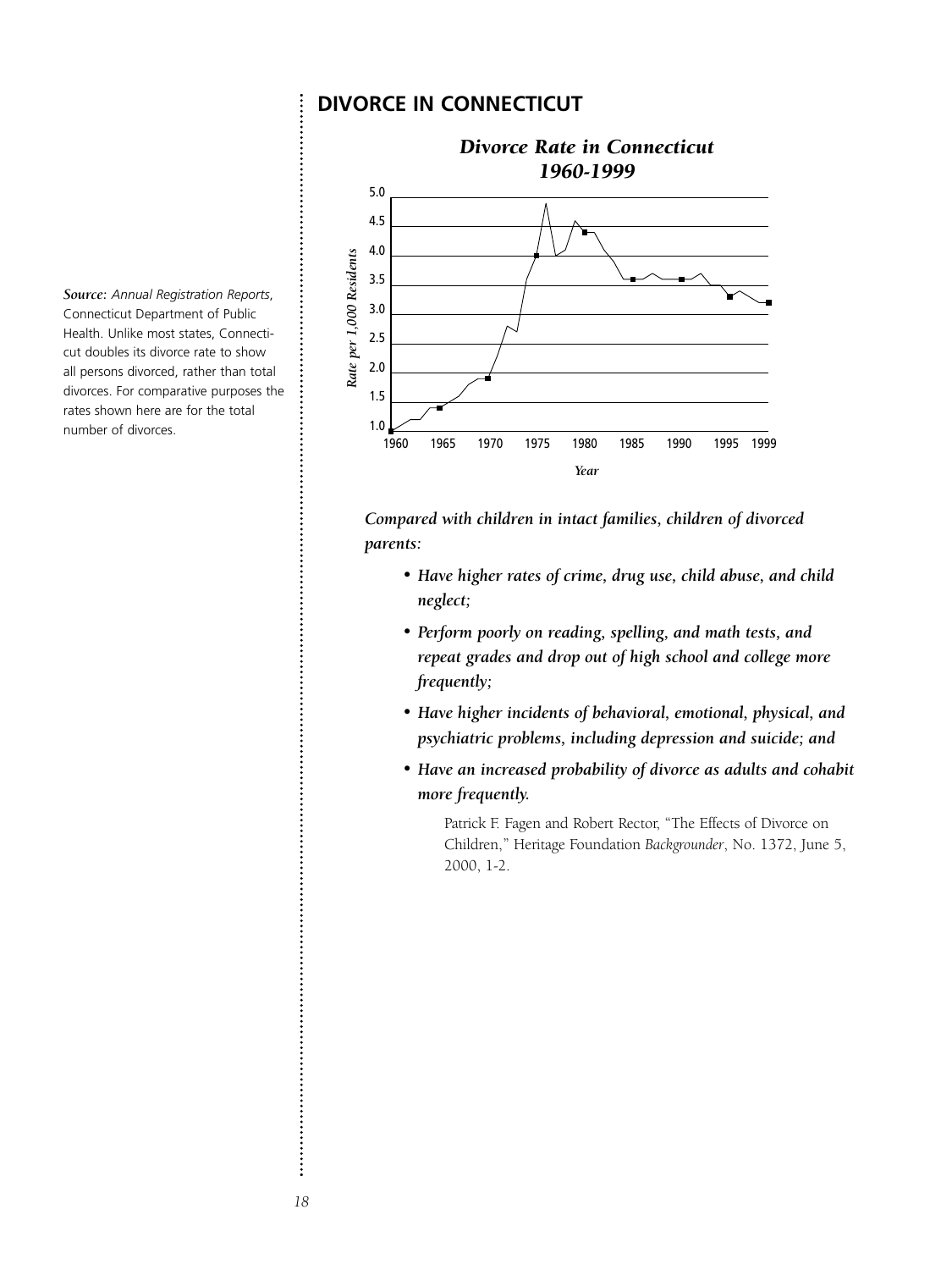## DIVORCE IN CONNECTICUT

*Divorce Rate in Connecticut 1960-1999*

Rate per 1,000 Residents

5.0
4.5
4.0
3.5
3.0
2.5
2.0
1.5
1.0

1960 1965 1970 1975 1980 1985 1990 1995 1999

Year

***Source:*** *Annual Registration Reports*, Connecticut Department of Public Health. Unlike most states, Connecticut doubles its divorce rate to show all persons divorced, rather than total divorces. For comparative purposes the rates shown here are for the total number of divorces.

***Compared with children in intact families, children of divorced parents:***

- ***Have higher rates of crime, drug use, child abuse, and child neglect;***
- ***Perform poorly on reading, spelling, and math tests, and repeat grades and drop out of high school and college more frequently;***
- ***Have higher incidents of behavioral, emotional, physical, and psychiatric problems, including depression and suicide; and***
- ***Have an increased probability of divorce as adults and cohabit more frequently.***

Patrick F. Fagen and Robert Rector, "The Effects of Divorce on Children," Heritage Foundation *Backgrounder*, No. 1372, June 5, 2000, 1-2.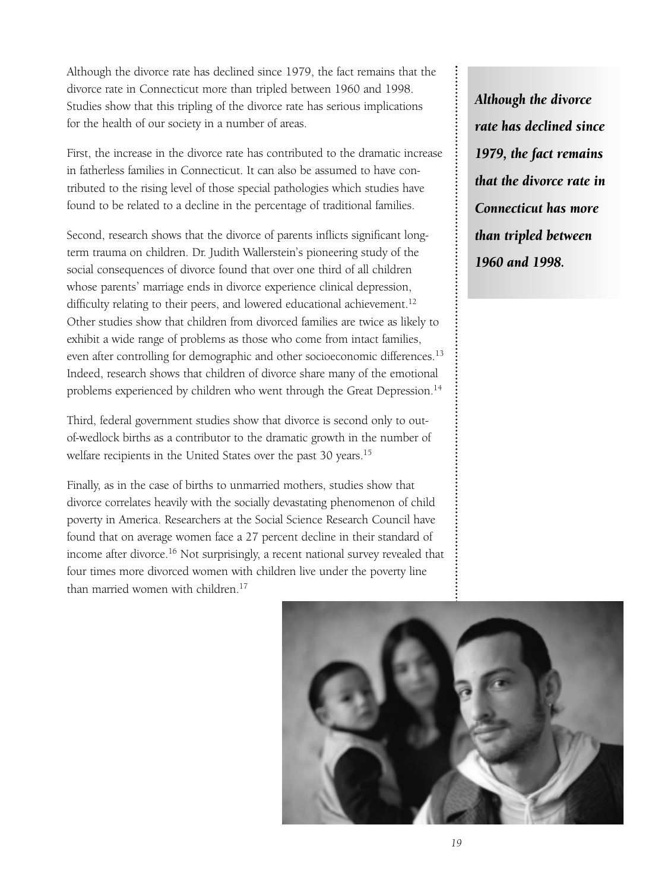Although the divorce rate has declined since 1979, the fact remains that the divorce rate in Connecticut more than tripled between 1960 and 1998. Studies show that this tripling of the divorce rate has serious implications for the health of our society in a number of areas.

First, the increase in the divorce rate has contributed to the dramatic increase in fatherless families in Connecticut. It can also be assumed to have contributed to the rising level of those special pathologies which studies have found to be related to a decline in the percentage of traditional families.

Second, research shows that the divorce of parents inflicts significant long-term trauma on children. Dr. Judith Wallerstein's pioneering study of the social consequences of divorce found that over one third of all children whose parents' marriage ends in divorce experience clinical depression, difficulty relating to their peers, and lowered educational achievement.[12] Other studies show that children from divorced families are twice as likely to exhibit a wide range of problems as those who come from intact families, even after controlling for demographic and other socioeconomic differences.[13] Indeed, research shows that children of divorce share many of the emotional problems experienced by children who went through the Great Depression.[14]

Third, federal government studies show that divorce is second only to out-of-wedlock births as a contributor to the dramatic growth in the number of welfare recipients in the United States over the past 30 years.[15]

Finally, as in the case of births to unmarried mothers, studies show that divorce correlates heavily with the socially devastating phenomenon of child poverty in America. Researchers at the Social Science Research Council have found that on average women face a 27 percent decline in their standard of income after divorce.[16] Not surprisingly, a recent national survey revealed that four times more divorced women with children live under the poverty line than married women with children.[17]

***Although the divorce rate has declined since 1979, the fact remains that the divorce rate in Connecticut has more than tripled between 1960 and 1998.***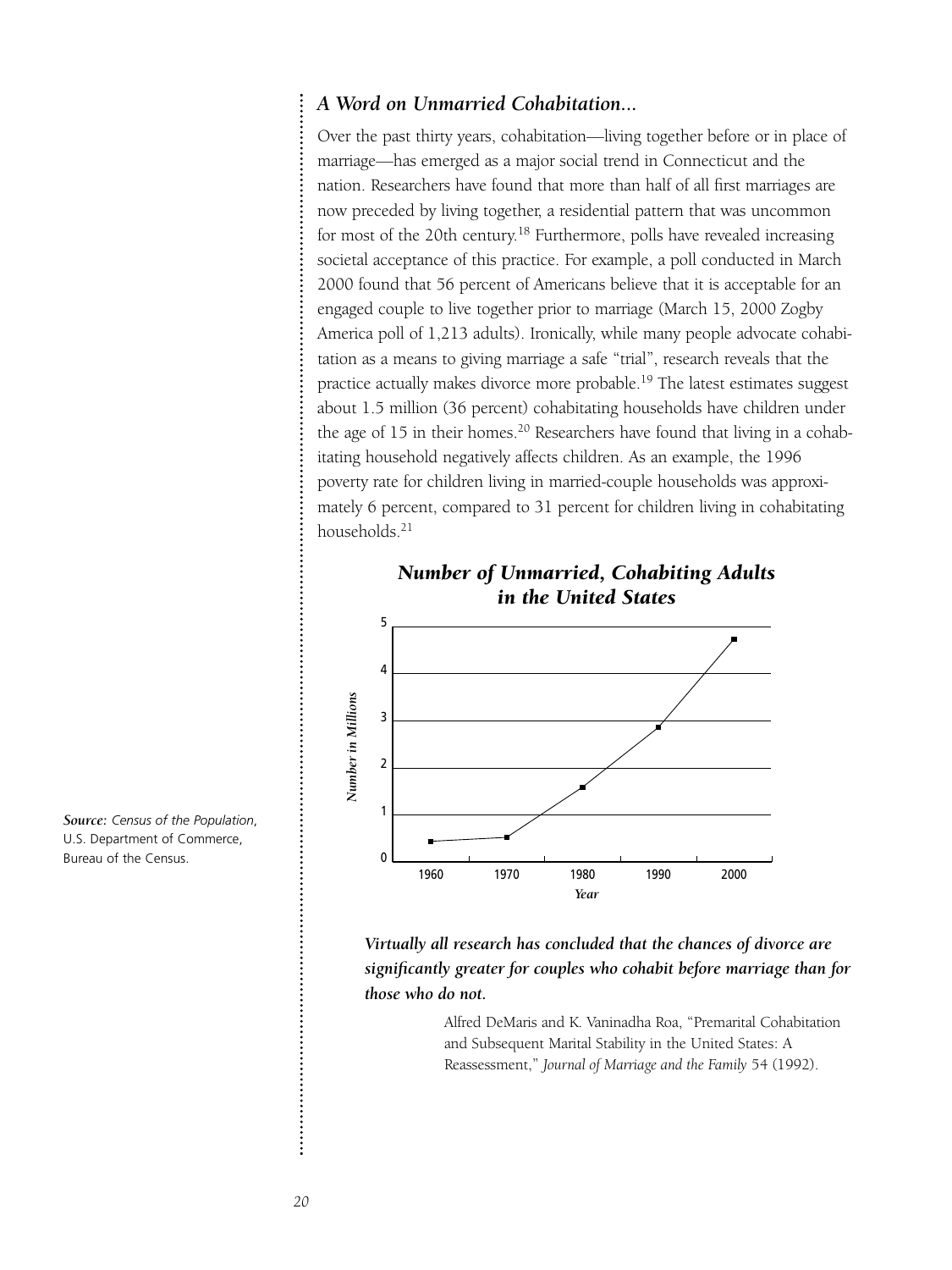### *A Word on Unmarried Cohabitation...*

Over the past thirty years, cohabitation—living together before or in place of marriage—has emerged as a major social trend in Connecticut and the nation. Researchers have found that more than half of all first marriages are now preceded by living together, a residential pattern that was uncommon for most of the 20th century.[18] Furthermore, polls have revealed increasing societal acceptance of this practice. For example, a poll conducted in March 2000 found that 56 percent of Americans believe that it is acceptable for an engaged couple to live together prior to marriage (March 15, 2000 Zogby America poll of 1,213 adults). Ironically, while many people advocate cohabitation as a means to giving marriage a safe "trial", research reveals that the practice actually makes divorce more probable.[19] The latest estimates suggest about 1.5 million (36 percent) cohabitating households have children under the age of 15 in their homes.[20] Researchers have found that living in a cohabitating household negatively affects children. As an example, the 1996 poverty rate for children living in married-couple households was approximately 6 percent, compared to 31 percent for children living in cohabitating households.[21]

***Number of Unmarried, Cohabiting Adults in the United States***

*Source: Census of the Population*, U.S. Department of Commerce, Bureau of the Census.

***Virtually all research has concluded that the chances of divorce are significantly greater for couples who cohabit before marriage than for those who do not.***

Alfred DeMaris and K. Vaninadha Roa, "Premarital Cohabitation and Subsequent Marital Stability in the United States: A Reassessment," *Journal of Marriage and the Family* 54 (1992).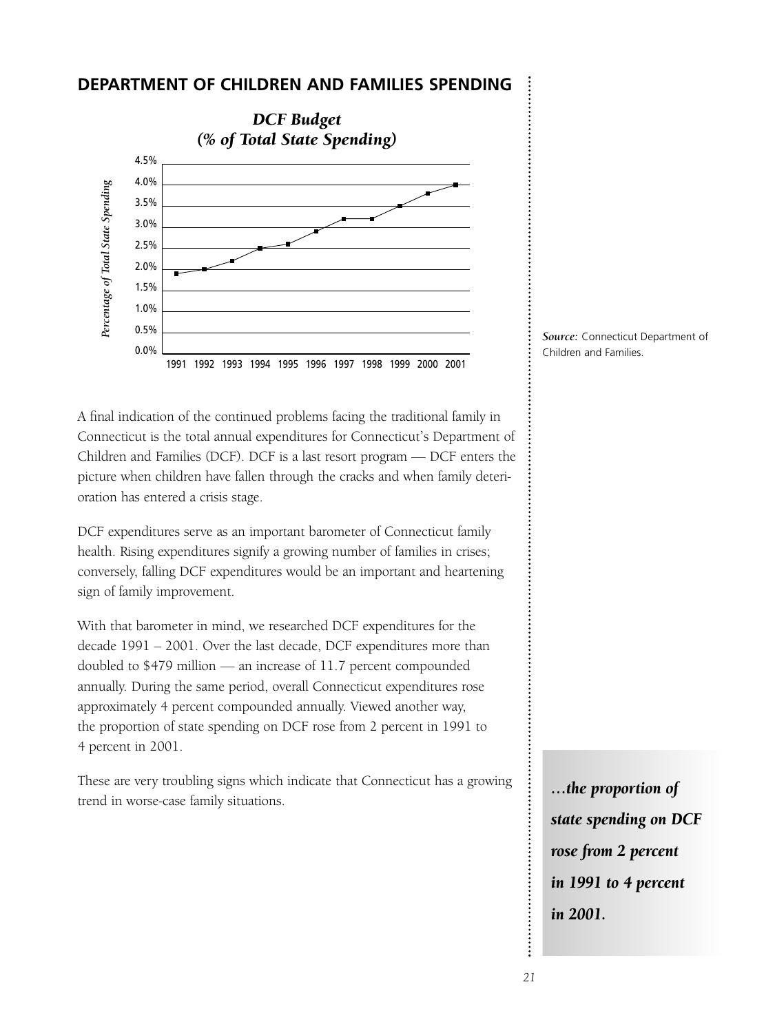## DEPARTMENT OF CHILDREN AND FAMILIES SPENDING

***DCF Budget***
***(% of Total State Spending)***

*Percentage of Total State Spending*

4.5%
4.0%
3.5%
3.0%
2.5%
2.0%
1.5%
1.0%
0.5%
0.0%

1991 1992 1993 1994 1995 1996 1997 1998 1999 2000 2001

***Source:*** Connecticut Department of Children and Families.

A final indication of the continued problems facing the traditional family in Connecticut is the total annual expenditures for Connecticut's Department of Children and Families (DCF). DCF is a last resort program — DCF enters the picture when children have fallen through the cracks and when family deterioration has entered a crisis stage.

DCF expenditures serve as an important barometer of Connecticut family health. Rising expenditures signify a growing number of families in crises; conversely, falling DCF expenditures would be an important and heartening sign of family improvement.

With that barometer in mind, we researched DCF expenditures for the decade 1991 – 2001. Over the last decade, DCF expenditures more than doubled to $479 million — an increase of 11.7 percent compounded annually. During the same period, overall Connecticut expenditures rose approximately 4 percent compounded annually. Viewed another way, the proportion of state spending on DCF rose from 2 percent in 1991 to 4 percent in 2001.

These are very troubling signs which indicate that Connecticut has a growing trend in worse-case family situations.

***…the proportion of state spending on DCF rose from 2 percent in 1991 to 4 percent in 2001.***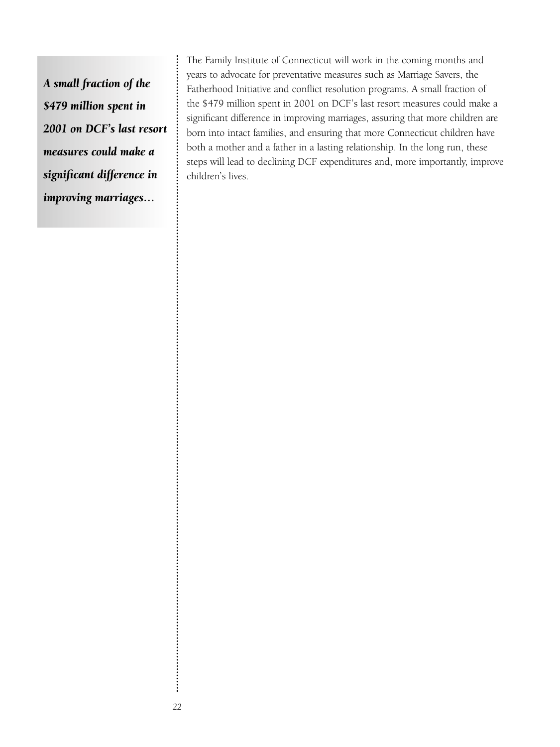*A small fraction of the $479 million spent in 2001 on DCF's last resort measures could make a significant difference in improving marriages…*

The Family Institute of Connecticut will work in the coming months and years to advocate for preventative measures such as Marriage Savers, the Fatherhood Initiative and conflict resolution programs. A small fraction of the $479 million spent in 2001 on DCF's last resort measures could make a significant difference in improving marriages, assuring that more children are born into intact families, and ensuring that more Connecticut children have both a mother and a father in a lasting relationship. In the long run, these steps will lead to declining DCF expenditures and, more importantly, improve children's lives.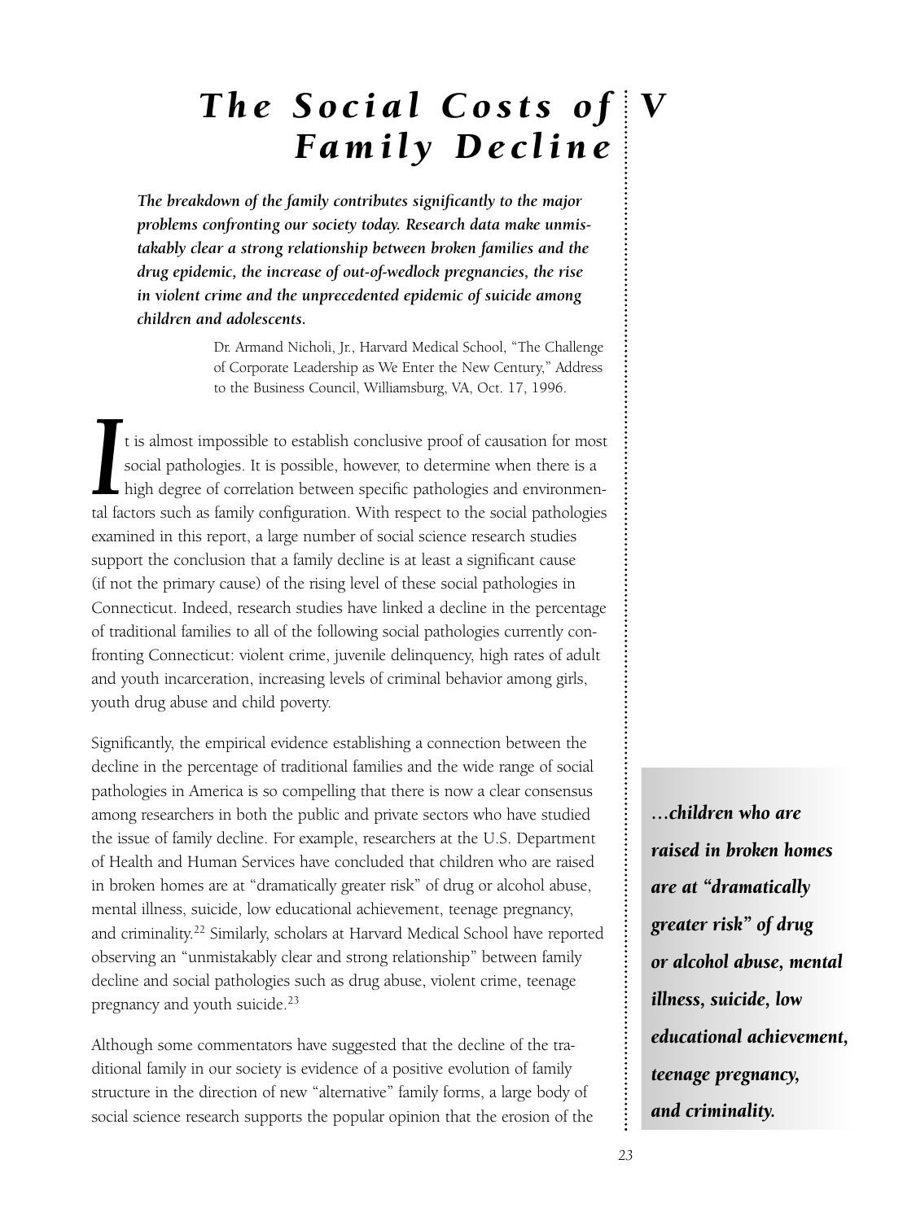# The Social Costs of Family Decline

V

***The breakdown of the family contributes significantly to the major problems confronting our society today. Research data make unmistakably clear a strong relationship between broken families and the drug epidemic, the increase of out-of-wedlock pregnancies, the rise in violent crime and the unprecedented epidemic of suicide among children and adolescents.***

Dr. Armand Nicholi, Jr., Harvard Medical School, "The Challenge of Corporate Leadership as We Enter the New Century," Address to the Business Council, Williamsburg, VA, Oct. 17, 1996.

It is almost impossible to establish conclusive proof of causation for most social pathologies. It is possible, however, to determine when there is a high degree of correlation between specific pathologies and environmental factors such as family configuration. With respect to the social pathologies examined in this report, a large number of social science research studies support the conclusion that a family decline is at least a significant cause (if not the primary cause) of the rising level of these social pathologies in Connecticut. Indeed, research studies have linked a decline in the percentage of traditional families to all of the following social pathologies currently confronting Connecticut: violent crime, juvenile delinquency, high rates of adult and youth incarceration, increasing levels of criminal behavior among girls, youth drug abuse and child poverty.

Significantly, the empirical evidence establishing a connection between the decline in the percentage of traditional families and the wide range of social pathologies in America is so compelling that there is now a clear consensus among researchers in both the public and private sectors who have studied the issue of family decline. For example, researchers at the U.S. Department of Health and Human Services have concluded that children who are raised in broken homes are at "dramatically greater risk" of drug or alcohol abuse, mental illness, suicide, low educational achievement, teenage pregnancy, and criminality.[22] Similarly, scholars at Harvard Medical School have reported observing an "unmistakably clear and strong relationship" between family decline and social pathologies such as drug abuse, violent crime, teenage pregnancy and youth suicide.[23]

Although some commentators have suggested that the decline of the traditional family in our society is evidence of a positive evolution of family structure in the direction of new "alternative" family forms, a large body of social science research supports the popular opinion that the erosion of the

***…children who are raised in broken homes are at "dramatically greater risk" of drug or alcohol abuse, mental illness, suicide, low educational achievement, teenage pregnancy, and criminality.***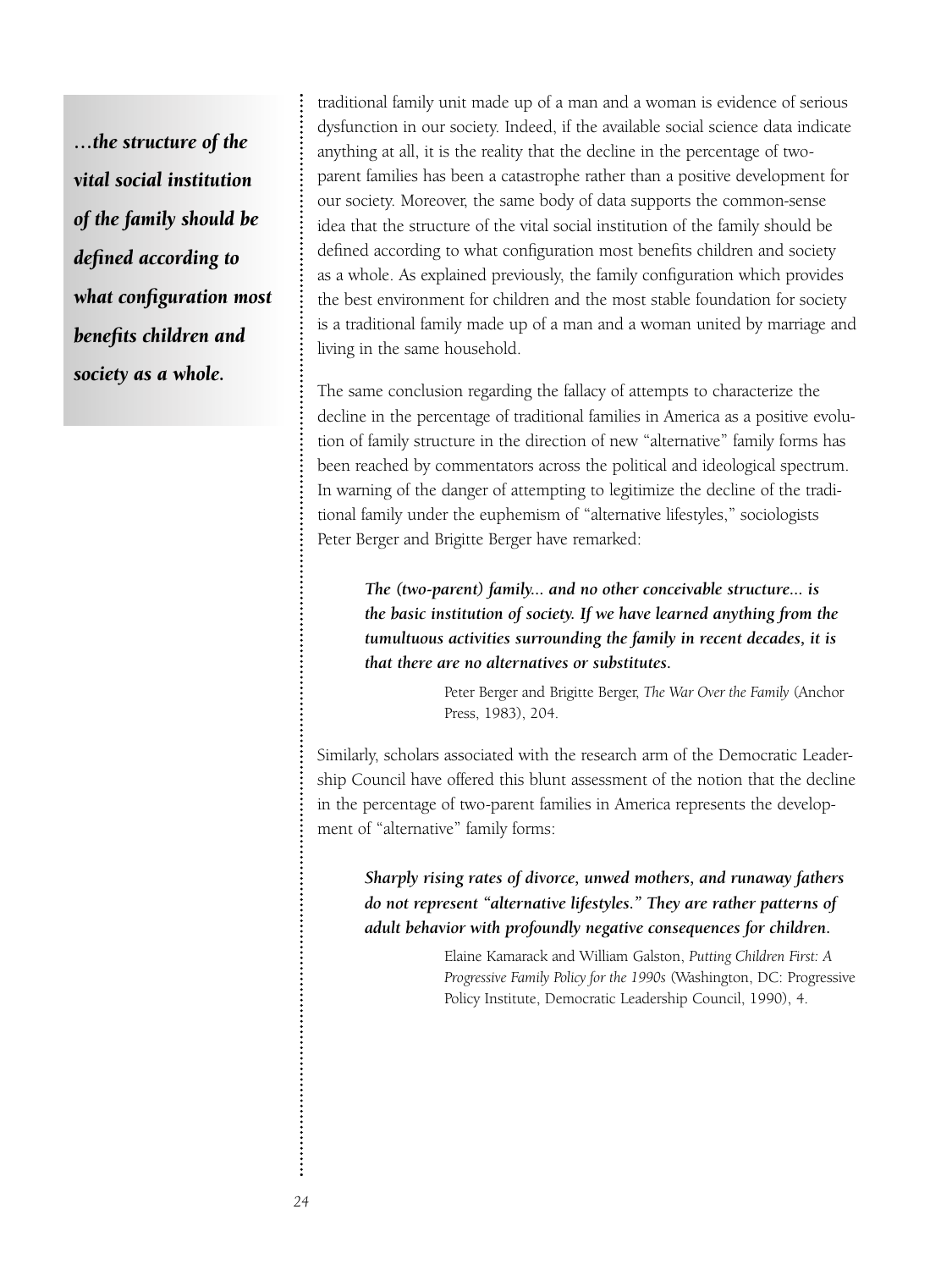*...the structure of the vital social institution of the family should be defined according to what configuration most benefits children and society as a whole.*

traditional family unit made up of a man and a woman is evidence of serious dysfunction in our society. Indeed, if the available social science data indicate anything at all, it is the reality that the decline in the percentage of two-parent families has been a catastrophe rather than a positive development for our society. Moreover, the same body of data supports the common-sense idea that the structure of the vital social institution of the family should be defined according to what configuration most benefits children and society as a whole. As explained previously, the family configuration which provides the best environment for children and the most stable foundation for society is a traditional family made up of a man and a woman united by marriage and living in the same household.

The same conclusion regarding the fallacy of attempts to characterize the decline in the percentage of traditional families in America as a positive evolution of family structure in the direction of new "alternative" family forms has been reached by commentators across the political and ideological spectrum. In warning of the danger of attempting to legitimize the decline of the traditional family under the euphemism of "alternative lifestyles," sociologists Peter Berger and Brigitte Berger have remarked:

> ***The (two-parent) family... and no other conceivable structure... is the basic institution of society. If we have learned anything from the tumultuous activities surrounding the family in recent decades, it is that there are no alternatives or substitutes.***
>
> Peter Berger and Brigitte Berger, *The War Over the Family* (Anchor Press, 1983), 204.

Similarly, scholars associated with the research arm of the Democratic Leadership Council have offered this blunt assessment of the notion that the decline in the percentage of two-parent families in America represents the development of "alternative" family forms:

> ***Sharply rising rates of divorce, unwed mothers, and runaway fathers do not represent "alternative lifestyles." They are rather patterns of adult behavior with profoundly negative consequences for children.***
>
> Elaine Kamarack and William Galston, *Putting Children First: A Progressive Family Policy for the 1990s* (Washington, DC: Progressive Policy Institute, Democratic Leadership Council, 1990), 4.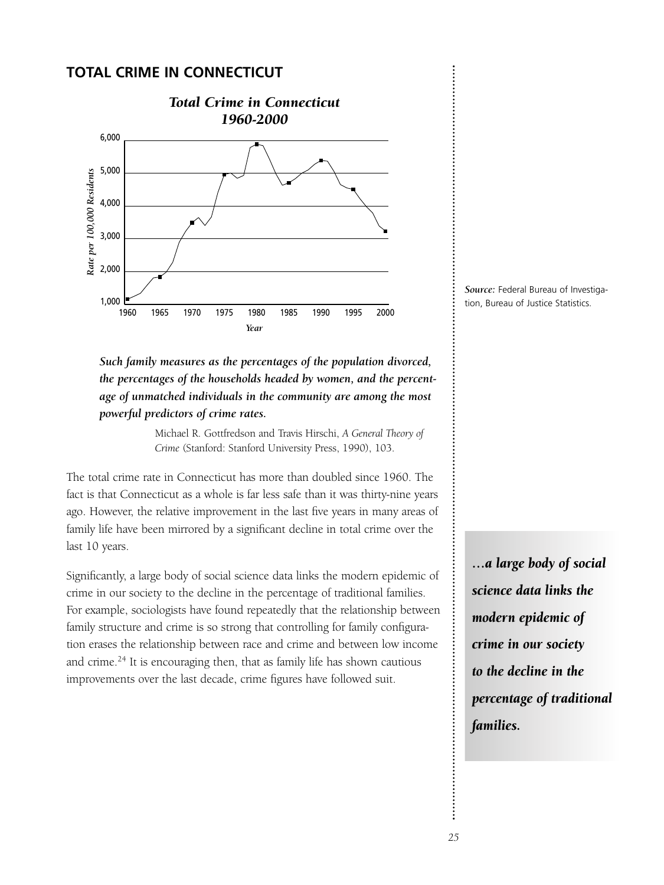## TOTAL CRIME IN CONNECTICUT

*Total Crime in Connecticut 1960-2000*

*Source:* Federal Bureau of Investigation, Bureau of Justice Statistics.

***Such family measures as the percentages of the population divorced, the percentages of the households headed by women, and the percentage of unmatched individuals in the community are among the most powerful predictors of crime rates.***

> Michael R. Gottfredson and Travis Hirschi, *A General Theory of Crime* (Stanford: Stanford University Press, 1990), 103.

The total crime rate in Connecticut has more than doubled since 1960. The fact is that Connecticut as a whole is far less safe than it was thirty-nine years ago. However, the relative improvement in the last five years in many areas of family life have been mirrored by a significant decline in total crime over the last 10 years.

Significantly, a large body of social science data links the modern epidemic of crime in our society to the decline in the percentage of traditional families. For example, sociologists have found repeatedly that the relationship between family structure and crime is so strong that controlling for family configuration erases the relationship between race and crime and between low income and crime.[24] It is encouraging then, that as family life has shown cautious improvements over the last decade, crime figures have followed suit.

***…a large body of social science data links the modern epidemic of crime in our society to the decline in the percentage of traditional families.***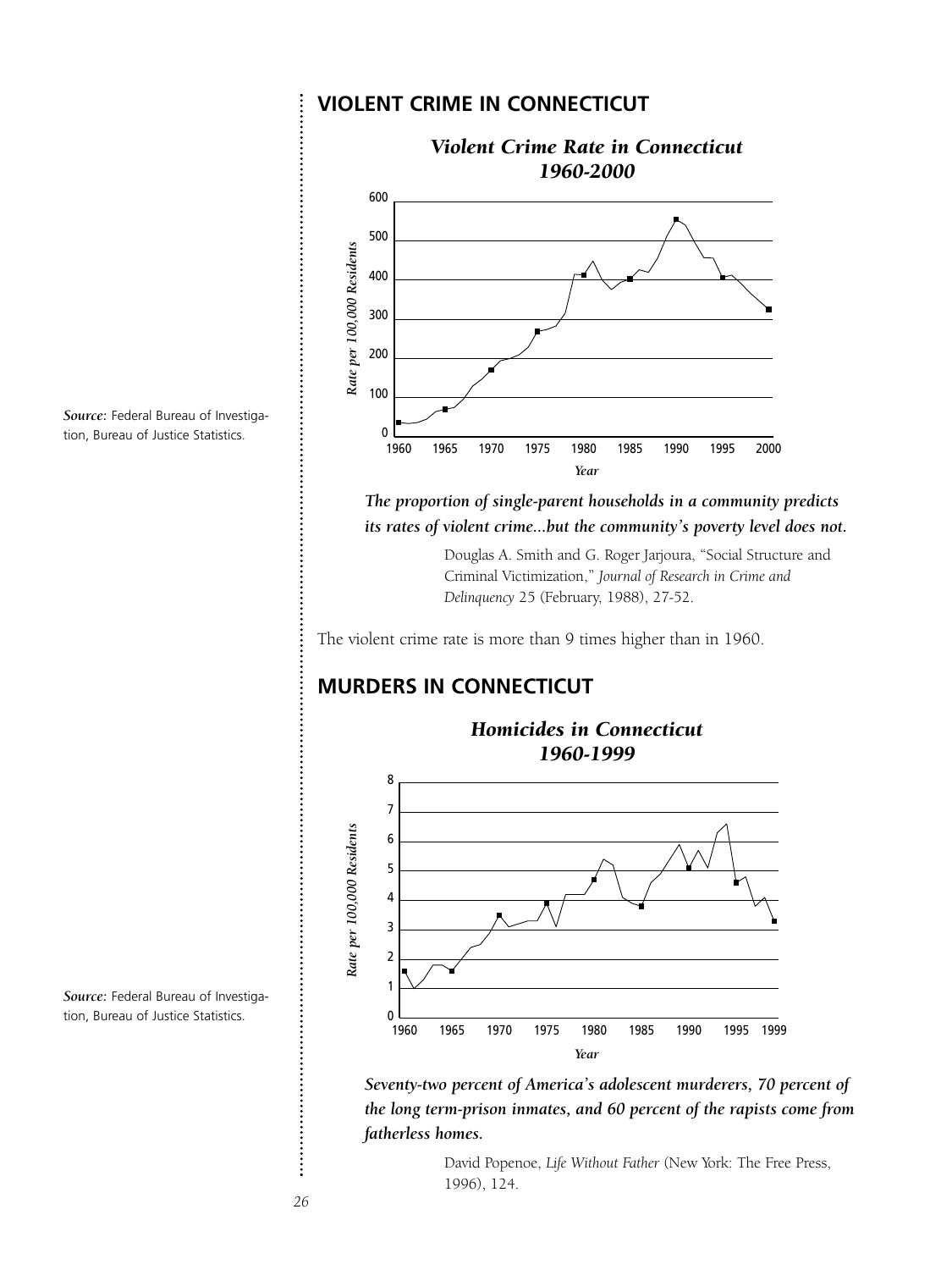## VIOLENT CRIME IN CONNECTICUT

*Source:* Federal Bureau of Investigation, Bureau of Justice Statistics.

### *Violent Crime Rate in Connecticut 1960-2000*

***The proportion of single-parent households in a community predicts its rates of violent crime...but the community's poverty level does not.***

Douglas A. Smith and G. Roger Jarjoura, "Social Structure and Criminal Victimization," *Journal of Research in Crime and Delinquency* 25 (February, 1988), 27-52.

The violent crime rate is more than 9 times higher than in 1960.

## MURDERS IN CONNECTICUT

*Source:* Federal Bureau of Investigation, Bureau of Justice Statistics.

### *Homicides in Connecticut 1960-1999*

***Seventy-two percent of America's adolescent murderers, 70 percent of the long term-prison inmates, and 60 percent of the rapists come from fatherless homes.***

David Popenoe, *Life Without Father* (New York: The Free Press, 1996), 124.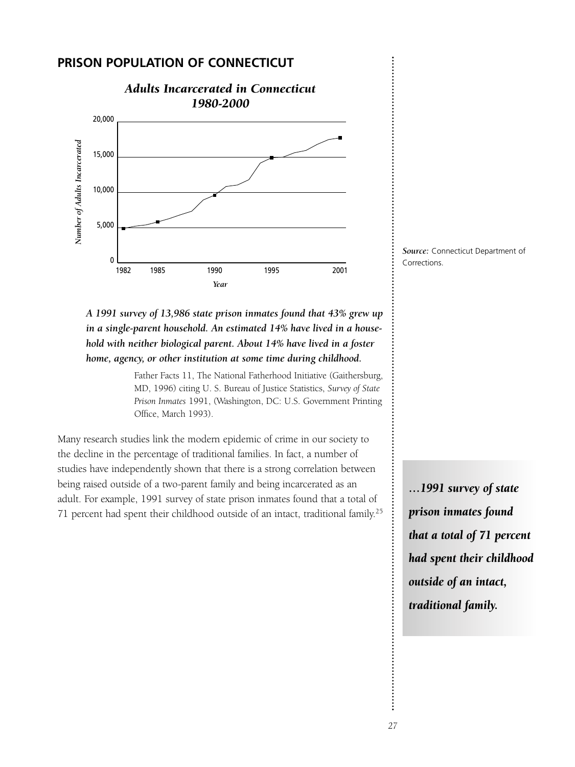## PRISON POPULATION OF CONNECTICUT

*Adults Incarcerated in Connecticut 1980-2000*

*Source:* Connecticut Department of Corrections.

***A 1991 survey of 13,986 state prison inmates found that 43% grew up in a single-parent household. An estimated 14% have lived in a household with neither biological parent. About 14% have lived in a foster home, agency, or other institution at some time during childhood.***

Father Facts 11, The National Fatherhood Initiative (Gaithersburg, MD, 1996) citing U. S. Bureau of Justice Statistics, *Survey of State Prison Inmates* 1991, (Washington, DC: U.S. Government Printing Office, March 1993).

Many research studies link the modern epidemic of crime in our society to the decline in the percentage of traditional families. In fact, a number of studies have independently shown that there is a strong correlation between being raised outside of a two-parent family and being incarcerated as an adult. For example, 1991 survey of state prison inmates found that a total of 71 percent had spent their childhood outside of an intact, traditional family.[25]

***…1991 survey of state prison inmates found that a total of 71 percent had spent their childhood outside of an intact, traditional family.***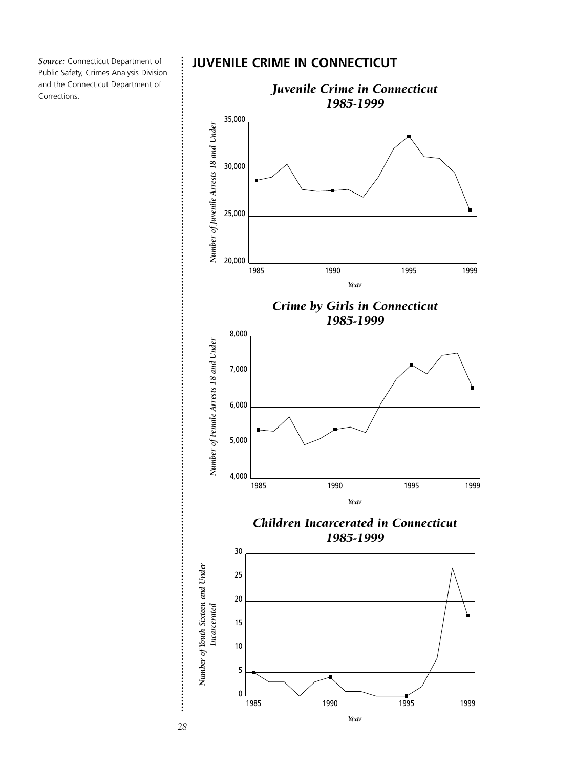*Source:* Connecticut Department of Public Safety, Crimes Analysis Division and the Connecticut Department of Corrections.

## JUVENILE CRIME IN CONNECTICUT

### *Juvenile Crime in Connecticut 1985-1999*

Number of Juvenile Arrests 18 and Under

35,000
30,000
25,000
20,000

1985 1990 1995 1999

Year

### *Crime by Girls in Connecticut 1985-1999*

Number of Female Arrests 18 and Under

8,000
7,000
6,000
5,000
4,000

1985 1990 1995 1999

Year

### *Children Incarcerated in Connecticut 1985-1999*

Number of Youth Sixteen and Under Incarcerated

30
25
20
15
10
5
0

1985 1990 1995 1999

Year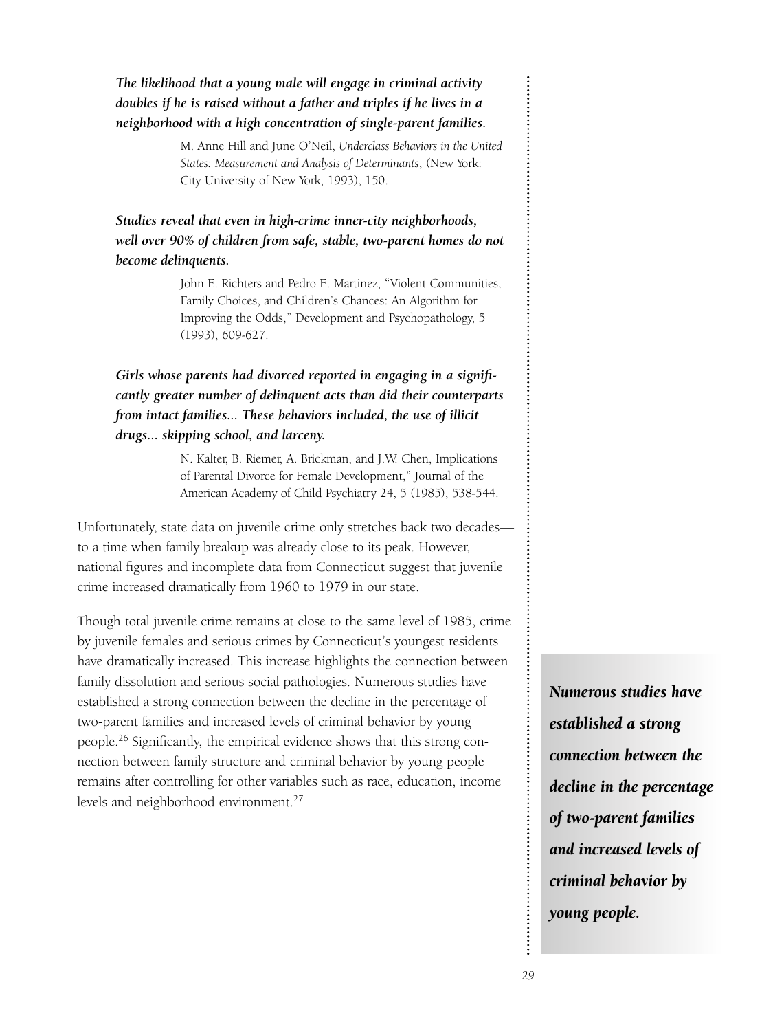***The likelihood that a young male will engage in criminal activity doubles if he is raised without a father and triples if he lives in a neighborhood with a high concentration of single-parent families.***

> M. Anne Hill and June O'Neil, *Underclass Behaviors in the United States: Measurement and Analysis of Determinants*, (New York: City University of New York, 1993), 150.

***Studies reveal that even in high-crime inner-city neighborhoods, well over 90% of children from safe, stable, two-parent homes do not become delinquents.***

> John E. Richters and Pedro E. Martinez, "Violent Communities, Family Choices, and Children's Chances: An Algorithm for Improving the Odds," Development and Psychopathology, 5 (1993), 609-627.

***Girls whose parents had divorced reported in engaging in a significantly greater number of delinquent acts than did their counterparts from intact families... These behaviors included, the use of illicit drugs... skipping school, and larceny.***

> N. Kalter, B. Riemer, A. Brickman, and J.W. Chen, Implications of Parental Divorce for Female Development," Journal of the American Academy of Child Psychiatry 24, 5 (1985), 538-544.

Unfortunately, state data on juvenile crime only stretches back two decades—to a time when family breakup was already close to its peak. However, national figures and incomplete data from Connecticut suggest that juvenile crime increased dramatically from 1960 to 1979 in our state.

Though total juvenile crime remains at close to the same level of 1985, crime by juvenile females and serious crimes by Connecticut's youngest residents have dramatically increased. This increase highlights the connection between family dissolution and serious social pathologies. Numerous studies have established a strong connection between the decline in the percentage of two-parent families and increased levels of criminal behavior by young people.[26] Significantly, the empirical evidence shows that this strong connection between family structure and criminal behavior by young people remains after controlling for other variables such as race, education, income levels and neighborhood environment.[27]

***Numerous studies have established a strong connection between the decline in the percentage of two-parent families and increased levels of criminal behavior by young people.***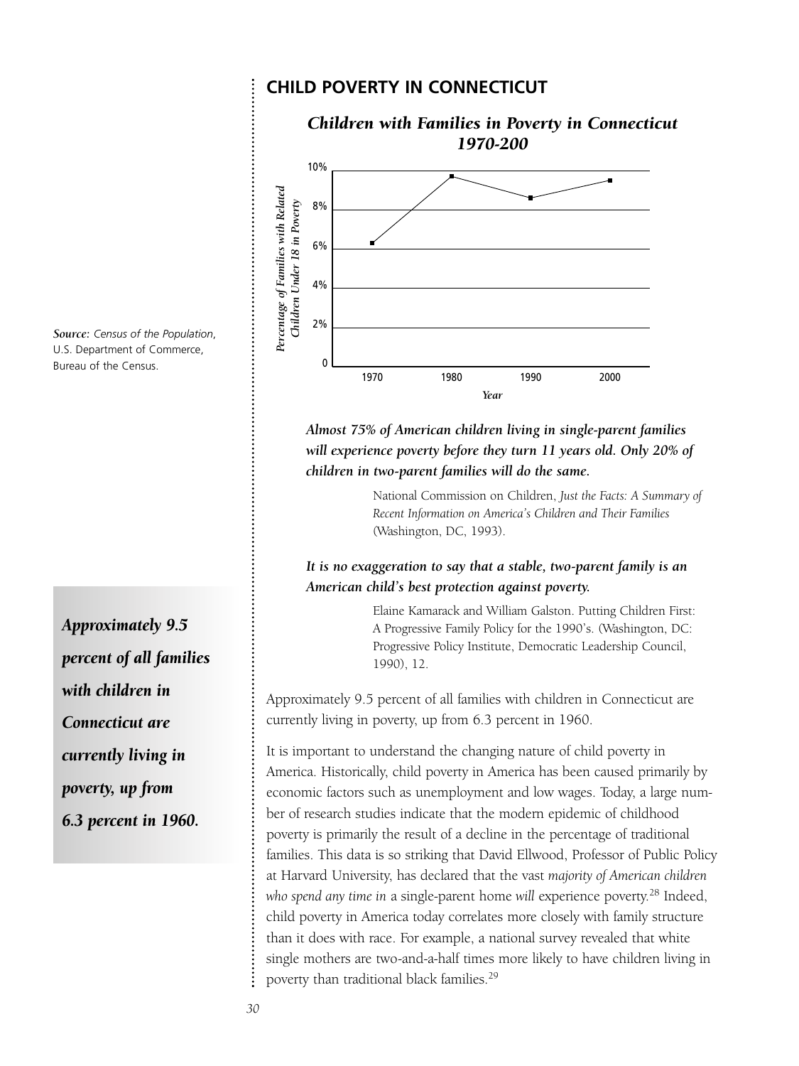## CHILD POVERTY IN CONNECTICUT

### *Children with Families in Poverty in Connecticut 1970-200*

| Year | Percentage of Families with Related Children Under 18 in Poverty |
|---|---|
| 1970 | 6.3% |
| 1980 | 9.7% |
| 1990 | 8.6% |
| 2000 | 9.5% |

*Source: Census of the Population*, U.S. Department of Commerce, Bureau of the Census.

***Almost 75% of American children living in single-parent families will experience poverty before they turn 11 years old. Only 20% of children in two-parent families will do the same.***

> National Commission on Children, *Just the Facts: A Summary of Recent Information on America's Children and Their Families* (Washington, DC, 1993).

***It is no exaggeration to say that a stable, two-parent family is an American child's best protection against poverty.***

> Elaine Kamarack and William Galston. Putting Children First: A Progressive Family Policy for the 1990's. (Washington, DC: Progressive Policy Institute, Democratic Leadership Council, 1990), 12.

***Approximately 9.5 percent of all families with children in Connecticut are currently living in poverty, up from 6.3 percent in 1960.***

Approximately 9.5 percent of all families with children in Connecticut are currently living in poverty, up from 6.3 percent in 1960.

It is important to understand the changing nature of child poverty in America. Historically, child poverty in America has been caused primarily by economic factors such as unemployment and low wages. Today, a large number of research studies indicate that the modern epidemic of childhood poverty is primarily the result of a decline in the percentage of traditional families. This data is so striking that David Ellwood, Professor of Public Policy at Harvard University, has declared that the vast *majority of American children who spend any time in* a single-parent home *will* experience poverty.[28] Indeed, child poverty in America today correlates more closely with family structure than it does with race. For example, a national survey revealed that white single mothers are two-and-a-half times more likely to have children living in poverty than traditional black families.[29]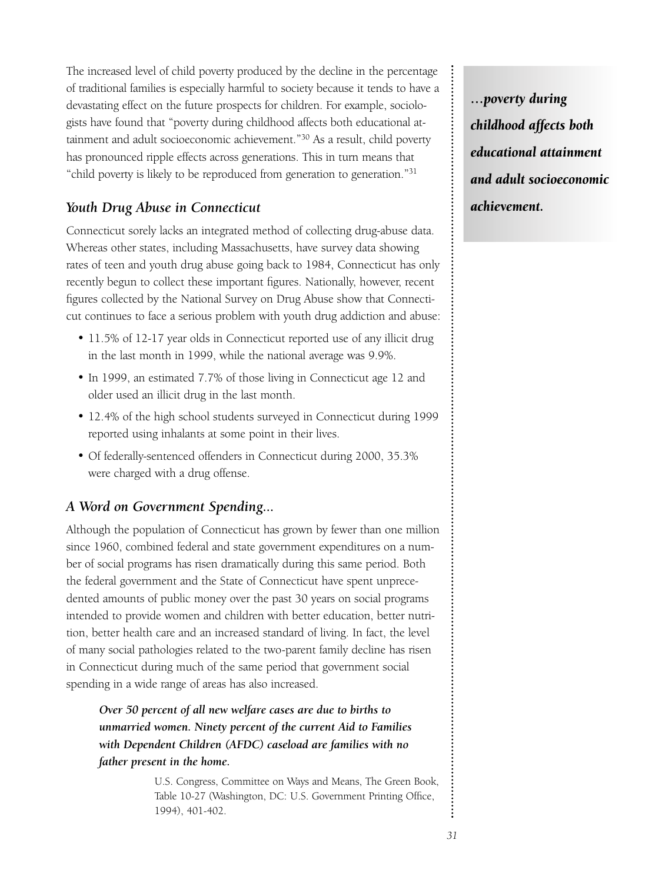The increased level of child poverty produced by the decline in the percentage of traditional families is especially harmful to society because it tends to have a devastating effect on the future prospects for children. For example, sociologists have found that "poverty during childhood affects both educational attainment and adult socioeconomic achievement."[30] As a result, child poverty has pronounced ripple effects across generations. This in turn means that "child poverty is likely to be reproduced from generation to generation."[31]

***…poverty during childhood affects both educational attainment and adult socioeconomic achievement.***

## *Youth Drug Abuse in Connecticut*

Connecticut sorely lacks an integrated method of collecting drug-abuse data. Whereas other states, including Massachusetts, have survey data showing rates of teen and youth drug abuse going back to 1984, Connecticut has only recently begun to collect these important figures. Nationally, however, recent figures collected by the National Survey on Drug Abuse show that Connecticut continues to face a serious problem with youth drug addiction and abuse:

- 11.5% of 12-17 year olds in Connecticut reported use of any illicit drug in the last month in 1999, while the national average was 9.9%.
- In 1999, an estimated 7.7% of those living in Connecticut age 12 and older used an illicit drug in the last month.
- 12.4% of the high school students surveyed in Connecticut during 1999 reported using inhalants at some point in their lives.
- Of federally-sentenced offenders in Connecticut during 2000, 35.3% were charged with a drug offense.

## *A Word on Government Spending...*

Although the population of Connecticut has grown by fewer than one million since 1960, combined federal and state government expenditures on a number of social programs has risen dramatically during this same period. Both the federal government and the State of Connecticut have spent unprecedented amounts of public money over the past 30 years on social programs intended to provide women and children with better education, better nutrition, better health care and an increased standard of living. In fact, the level of many social pathologies related to the two-parent family decline has risen in Connecticut during much of the same period that government social spending in a wide range of areas has also increased.

> ***Over 50 percent of all new welfare cases are due to births to unmarried women. Ninety percent of the current Aid to Families with Dependent Children (AFDC) caseload are families with no father present in the home.***
>
> U.S. Congress, Committee on Ways and Means, The Green Book, Table 10-27 (Washington, DC: U.S. Government Printing Office, 1994), 401-402.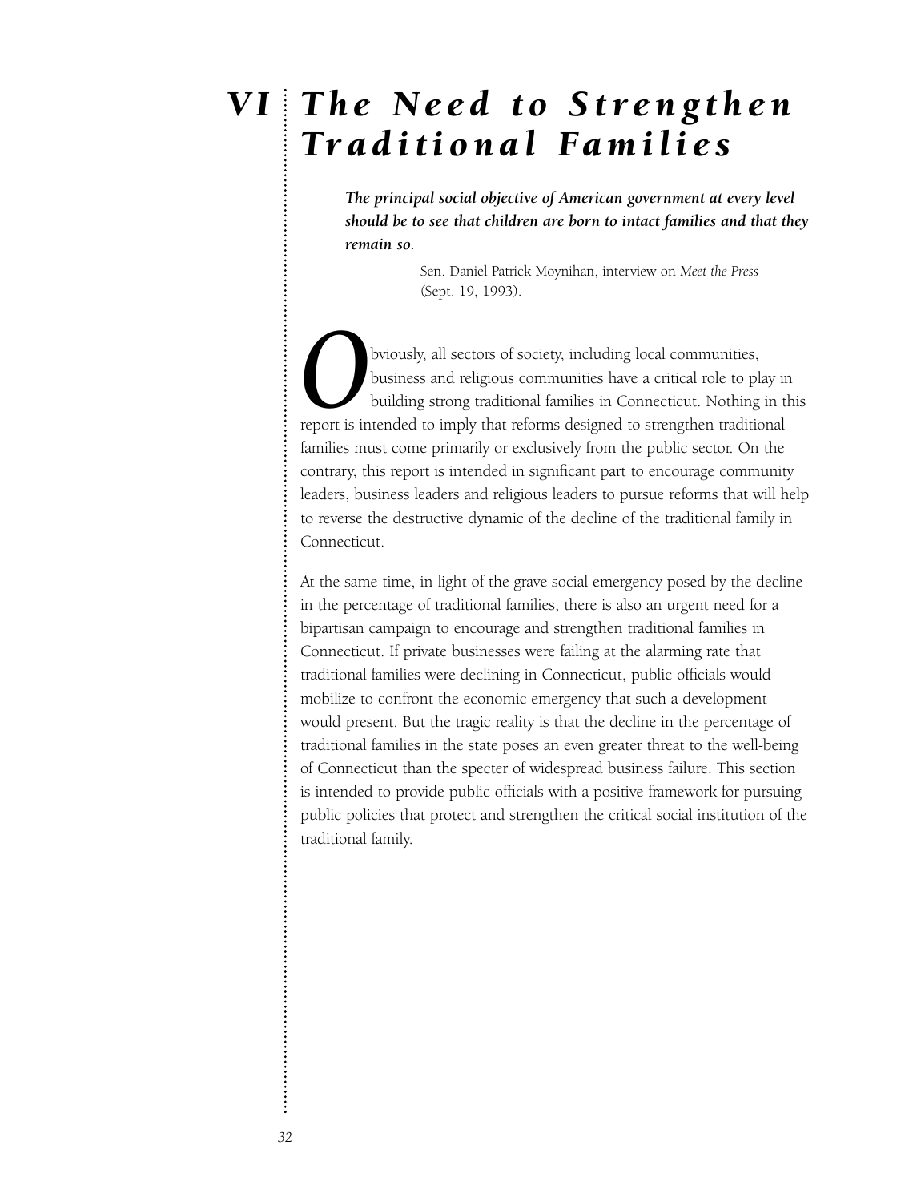# VI The Need to Strengthen Traditional Families

> ***The principal social objective of American government at every level should be to see that children are born to intact families and that they remain so.***
>
> Sen. Daniel Patrick Moynihan, interview on *Meet the Press* (Sept. 19, 1993).

Obviously, all sectors of society, including local communities, business and religious communities have a critical role to play in building strong traditional families in Connecticut. Nothing in this report is intended to imply that reforms designed to strengthen traditional families must come primarily or exclusively from the public sector. On the contrary, this report is intended in significant part to encourage community leaders, business leaders and religious leaders to pursue reforms that will help to reverse the destructive dynamic of the decline of the traditional family in Connecticut.

At the same time, in light of the grave social emergency posed by the decline in the percentage of traditional families, there is also an urgent need for a bipartisan campaign to encourage and strengthen traditional families in Connecticut. If private businesses were failing at the alarming rate that traditional families were declining in Connecticut, public officials would mobilize to confront the economic emergency that such a development would present. But the tragic reality is that the decline in the percentage of traditional families in the state poses an even greater threat to the well-being of Connecticut than the specter of widespread business failure. This section is intended to provide public officials with a positive framework for pursuing public policies that protect and strengthen the critical social institution of the traditional family.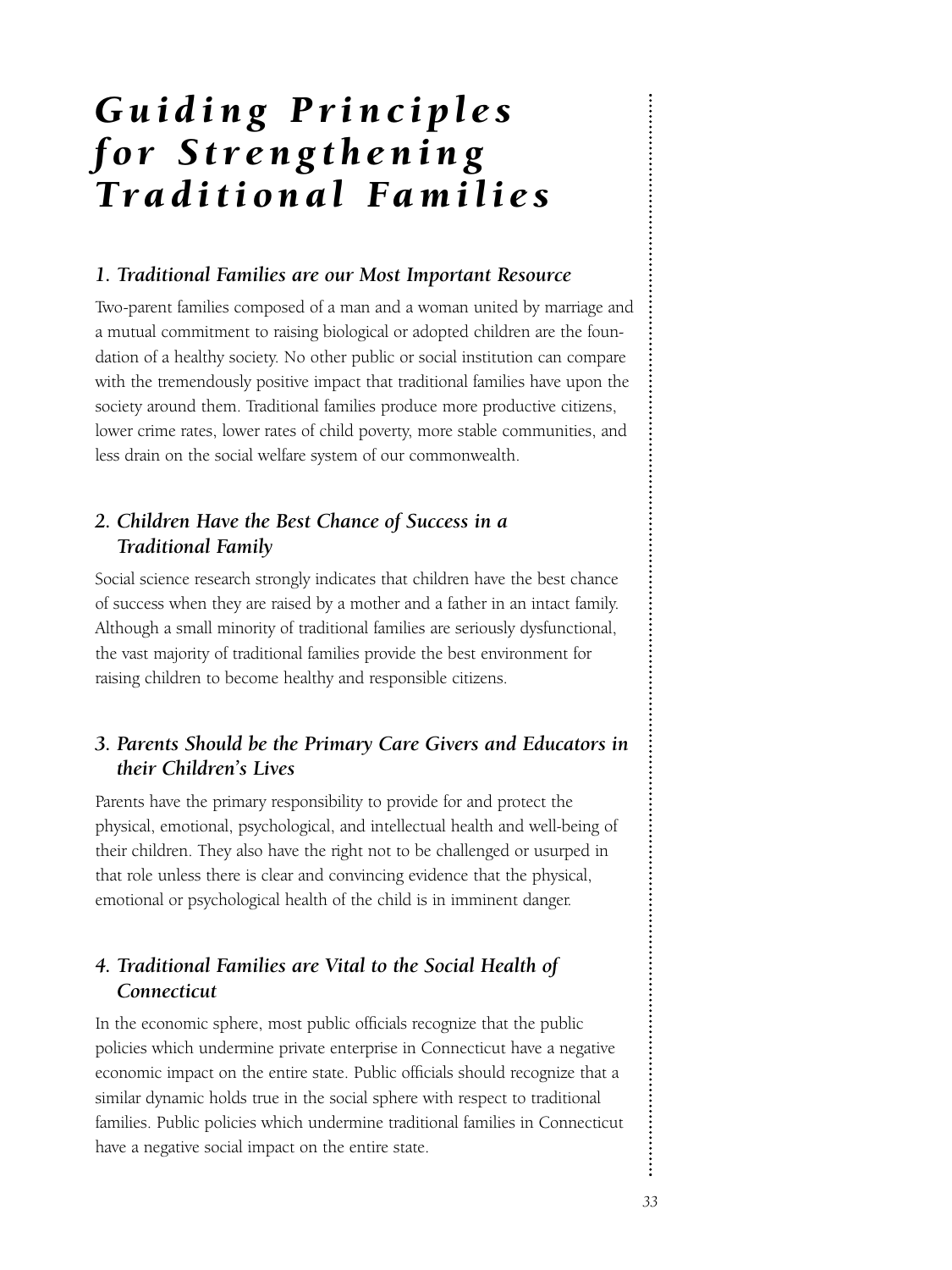# *Guiding Principles for Strengthening Traditional Families*

### *1. Traditional Families are our Most Important Resource*

Two-parent families composed of a man and a woman united by marriage and a mutual commitment to raising biological or adopted children are the foundation of a healthy society. No other public or social institution can compare with the tremendously positive impact that traditional families have upon the society around them. Traditional families produce more productive citizens, lower crime rates, lower rates of child poverty, more stable communities, and less drain on the social welfare system of our commonwealth.

### *2. Children Have the Best Chance of Success in a Traditional Family*

Social science research strongly indicates that children have the best chance of success when they are raised by a mother and a father in an intact family. Although a small minority of traditional families are seriously dysfunctional, the vast majority of traditional families provide the best environment for raising children to become healthy and responsible citizens.

### *3. Parents Should be the Primary Care Givers and Educators in their Children's Lives*

Parents have the primary responsibility to provide for and protect the physical, emotional, psychological, and intellectual health and well-being of their children. They also have the right not to be challenged or usurped in that role unless there is clear and convincing evidence that the physical, emotional or psychological health of the child is in imminent danger.

### *4. Traditional Families are Vital to the Social Health of Connecticut*

In the economic sphere, most public officials recognize that the public policies which undermine private enterprise in Connecticut have a negative economic impact on the entire state. Public officials should recognize that a similar dynamic holds true in the social sphere with respect to traditional families. Public policies which undermine traditional families in Connecticut have a negative social impact on the entire state.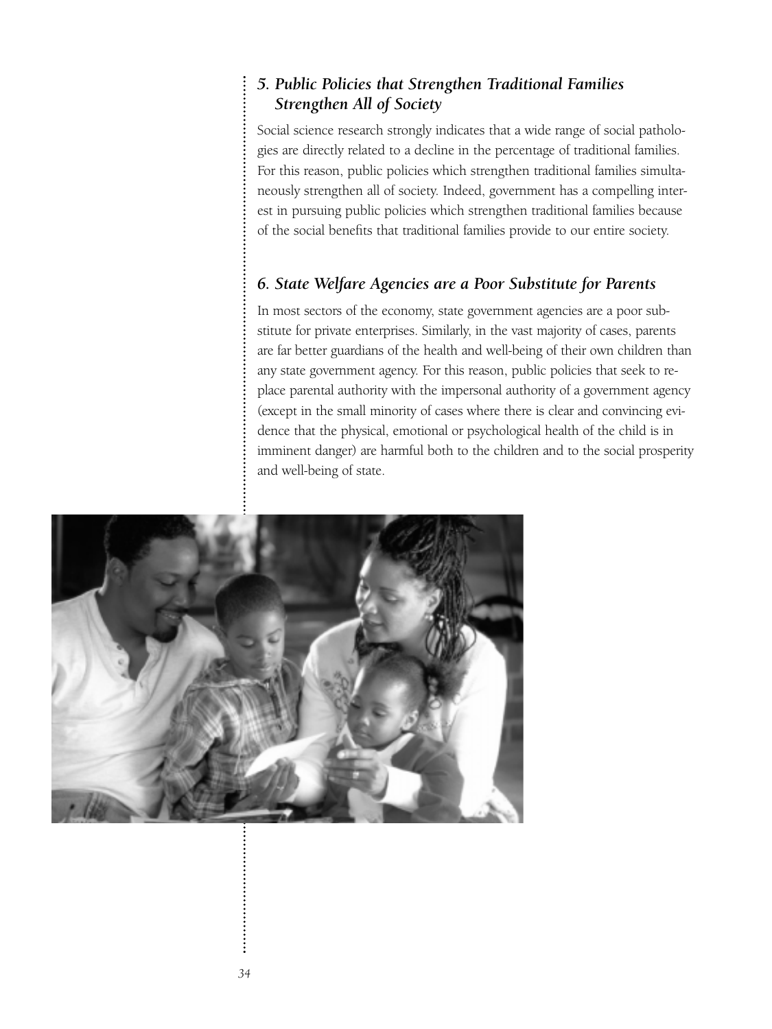### *5. Public Policies that Strengthen Traditional Families Strengthen All of Society*

Social science research strongly indicates that a wide range of social pathologies are directly related to a decline in the percentage of traditional families. For this reason, public policies which strengthen traditional families simultaneously strengthen all of society. Indeed, government has a compelling interest in pursuing public policies which strengthen traditional families because of the social benefits that traditional families provide to our entire society.

### *6. State Welfare Agencies are a Poor Substitute for Parents*

In most sectors of the economy, state government agencies are a poor substitute for private enterprises. Similarly, in the vast majority of cases, parents are far better guardians of the health and well-being of their own children than any state government agency. For this reason, public policies that seek to replace parental authority with the impersonal authority of a government agency (except in the small minority of cases where there is clear and convincing evidence that the physical, emotional or psychological health of the child is in imminent danger) are harmful both to the children and to the social prosperity and well-being of state.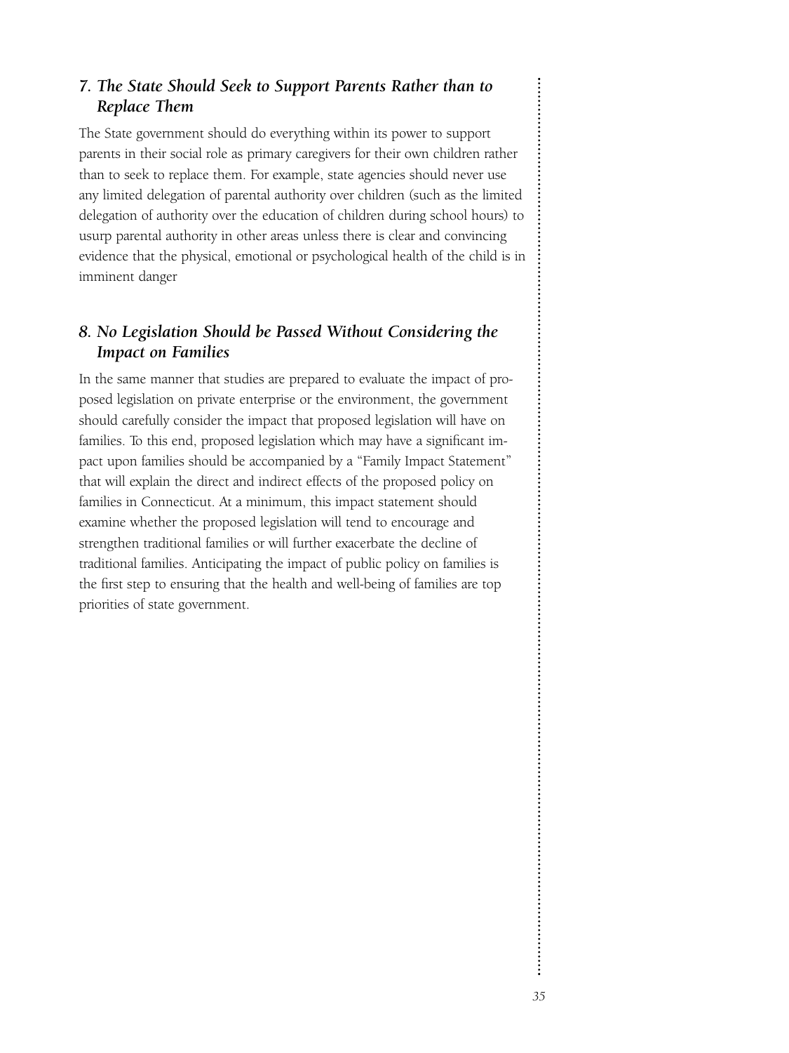### *7. The State Should Seek to Support Parents Rather than to Replace Them*

The State government should do everything within its power to support parents in their social role as primary caregivers for their own children rather than to seek to replace them. For example, state agencies should never use any limited delegation of parental authority over children (such as the limited delegation of authority over the education of children during school hours) to usurp parental authority in other areas unless there is clear and convincing evidence that the physical, emotional or psychological health of the child is in imminent danger

### *8. No Legislation Should be Passed Without Considering the Impact on Families*

In the same manner that studies are prepared to evaluate the impact of proposed legislation on private enterprise or the environment, the government should carefully consider the impact that proposed legislation will have on families. To this end, proposed legislation which may have a significant impact upon families should be accompanied by a "Family Impact Statement" that will explain the direct and indirect effects of the proposed policy on families in Connecticut. At a minimum, this impact statement should examine whether the proposed legislation will tend to encourage and strengthen traditional families or will further exacerbate the decline of traditional families. Anticipating the impact of public policy on families is the first step to ensuring that the health and well-being of families are top priorities of state government.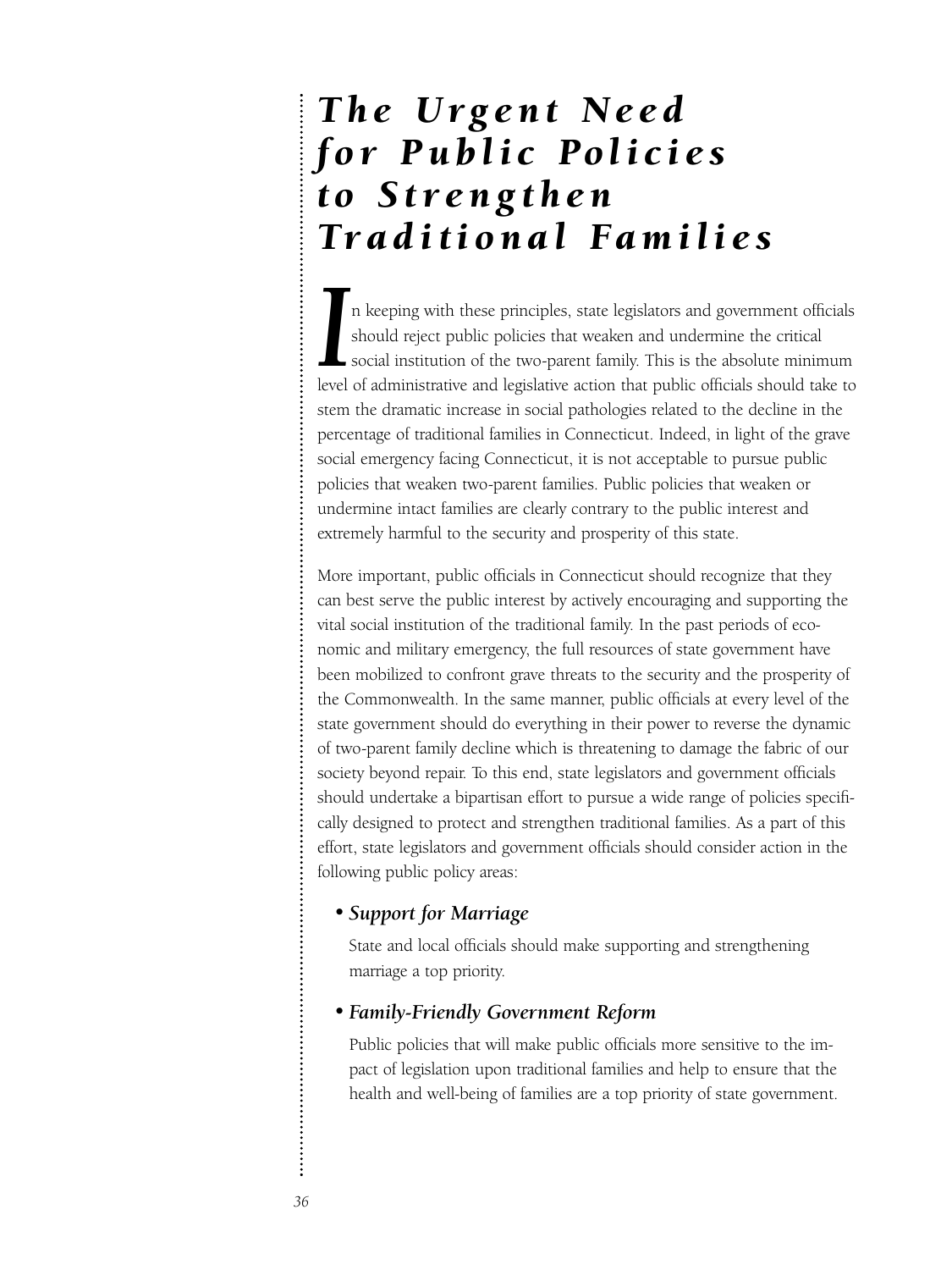# *The Urgent Need for Public Policies to Strengthen Traditional Families*

In keeping with these principles, state legislators and government officials should reject public policies that weaken and undermine the critical social institution of the two-parent family. This is the absolute minimum level of administrative and legislative action that public officials should take to stem the dramatic increase in social pathologies related to the decline in the percentage of traditional families in Connecticut. Indeed, in light of the grave social emergency facing Connecticut, it is not acceptable to pursue public policies that weaken two-parent families. Public policies that weaken or undermine intact families are clearly contrary to the public interest and extremely harmful to the security and prosperity of this state.

More important, public officials in Connecticut should recognize that they can best serve the public interest by actively encouraging and supporting the vital social institution of the traditional family. In the past periods of economic and military emergency, the full resources of state government have been mobilized to confront grave threats to the security and the prosperity of the Commonwealth. In the same manner, public officials at every level of the state government should do everything in their power to reverse the dynamic of two-parent family decline which is threatening to damage the fabric of our society beyond repair. To this end, state legislators and government officials should undertake a bipartisan effort to pursue a wide range of policies specifically designed to protect and strengthen traditional families. As a part of this effort, state legislators and government officials should consider action in the following public policy areas:

- ***Support for Marriage***

  State and local officials should make supporting and strengthening marriage a top priority.

- ***Family-Friendly Government Reform***

  Public policies that will make public officials more sensitive to the impact of legislation upon traditional families and help to ensure that the health and well-being of families are a top priority of state government.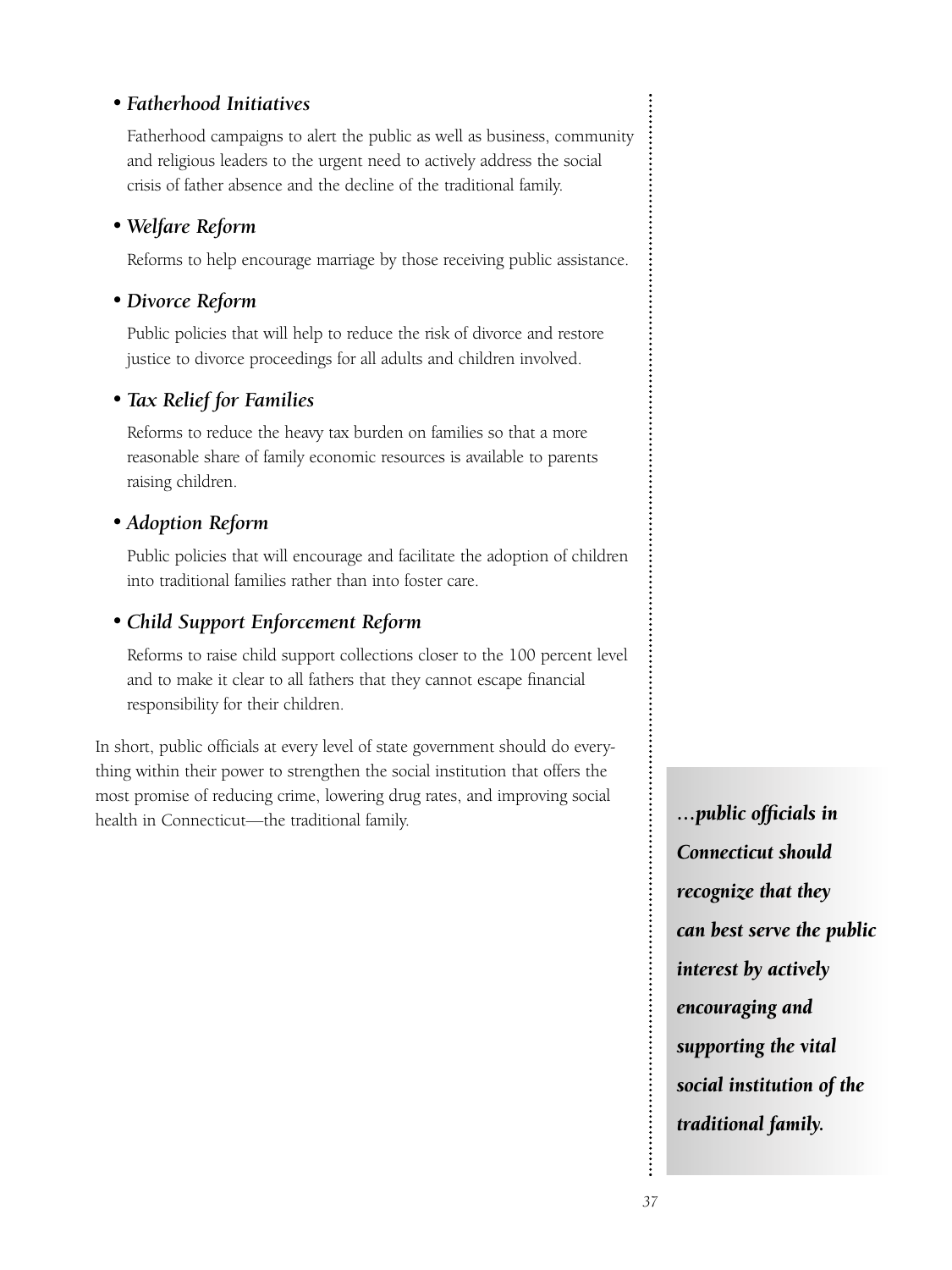- ***Fatherhood Initiatives***

  Fatherhood campaigns to alert the public as well as business, community and religious leaders to the urgent need to actively address the social crisis of father absence and the decline of the traditional family.

- ***Welfare Reform***

  Reforms to help encourage marriage by those receiving public assistance.

- ***Divorce Reform***

  Public policies that will help to reduce the risk of divorce and restore justice to divorce proceedings for all adults and children involved.

- ***Tax Relief for Families***

  Reforms to reduce the heavy tax burden on families so that a more reasonable share of family economic resources is available to parents raising children.

- ***Adoption Reform***

  Public policies that will encourage and facilitate the adoption of children into traditional families rather than into foster care.

- ***Child Support Enforcement Reform***

  Reforms to raise child support collections closer to the 100 percent level and to make it clear to all fathers that they cannot escape financial responsibility for their children.

In short, public officials at every level of state government should do everything within their power to strengthen the social institution that offers the most promise of reducing crime, lowering drug rates, and improving social health in Connecticut—the traditional family.

***…public officials in Connecticut should recognize that they can best serve the public interest by actively encouraging and supporting the vital social institution of the traditional family.***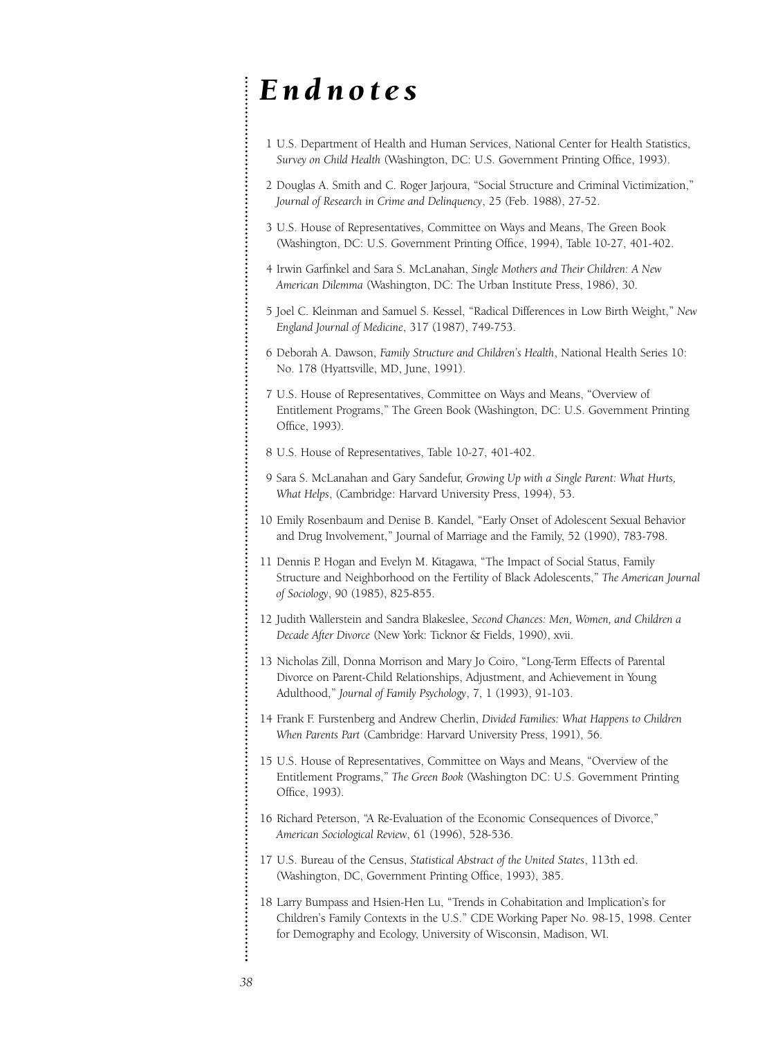# *Endnotes*

1 U.S. Department of Health and Human Services, National Center for Health Statistics, *Survey on Child Health* (Washington, DC: U.S. Government Printing Office, 1993).

2 Douglas A. Smith and C. Roger Jarjoura, "Social Structure and Criminal Victimization," *Journal of Research in Crime and Delinquency*, 25 (Feb. 1988), 27-52.

3 U.S. House of Representatives, Committee on Ways and Means, The Green Book (Washington, DC: U.S. Government Printing Office, 1994), Table 10-27, 401-402.

4 Irwin Garfinkel and Sara S. McLanahan, *Single Mothers and Their Children: A New American Dilemma* (Washington, DC: The Urban Institute Press, 1986), 30.

5 Joel C. Kleinman and Samuel S. Kessel, "Radical Differences in Low Birth Weight," *New England Journal of Medicine*, 317 (1987), 749-753.

6 Deborah A. Dawson, *Family Structure and Children's Health*, National Health Series 10: No. 178 (Hyattsville, MD, June, 1991).

7 U.S. House of Representatives, Committee on Ways and Means, "Overview of Entitlement Programs," The Green Book (Washington, DC: U.S. Government Printing Office, 1993).

8 U.S. House of Representatives, Table 10-27, 401-402.

9 Sara S. McLanahan and Gary Sandefur, *Growing Up with a Single Parent: What Hurts, What Helps*, (Cambridge: Harvard University Press, 1994), 53.

10 Emily Rosenbaum and Denise B. Kandel, "Early Onset of Adolescent Sexual Behavior and Drug Involvement," Journal of Marriage and the Family, 52 (1990), 783-798.

11 Dennis P. Hogan and Evelyn M. Kitagawa, "The Impact of Social Status, Family Structure and Neighborhood on the Fertility of Black Adolescents," *The American Journal of Sociology*, 90 (1985), 825-855.

12 Judith Wallerstein and Sandra Blakeslee, *Second Chances: Men, Women, and Children a Decade After Divorce* (New York: Ticknor & Fields, 1990), xvii.

13 Nicholas Zill, Donna Morrison and Mary Jo Coiro, "Long-Term Effects of Parental Divorce on Parent-Child Relationships, Adjustment, and Achievement in Young Adulthood," *Journal of Family Psychology*, 7, 1 (1993), 91-103.

14 Frank F. Furstenberg and Andrew Cherlin, *Divided Families: What Happens to Children When Parents Part* (Cambridge: Harvard University Press, 1991), 56.

15 U.S. House of Representatives, Committee on Ways and Means, "Overview of the Entitlement Programs," *The Green Book* (Washington DC: U.S. Government Printing Office, 1993).

16 Richard Peterson, "A Re-Evaluation of the Economic Consequences of Divorce," *American Sociological Review*, 61 (1996), 528-536.

17 U.S. Bureau of the Census, *Statistical Abstract of the United States*, 113th ed. (Washington, DC, Government Printing Office, 1993), 385.

18 Larry Bumpass and Hsien-Hen Lu, "Trends in Cohabitation and Implication's for Children's Family Contexts in the U.S." CDE Working Paper No. 98-15, 1998. Center for Demography and Ecology, University of Wisconsin, Madison, WI.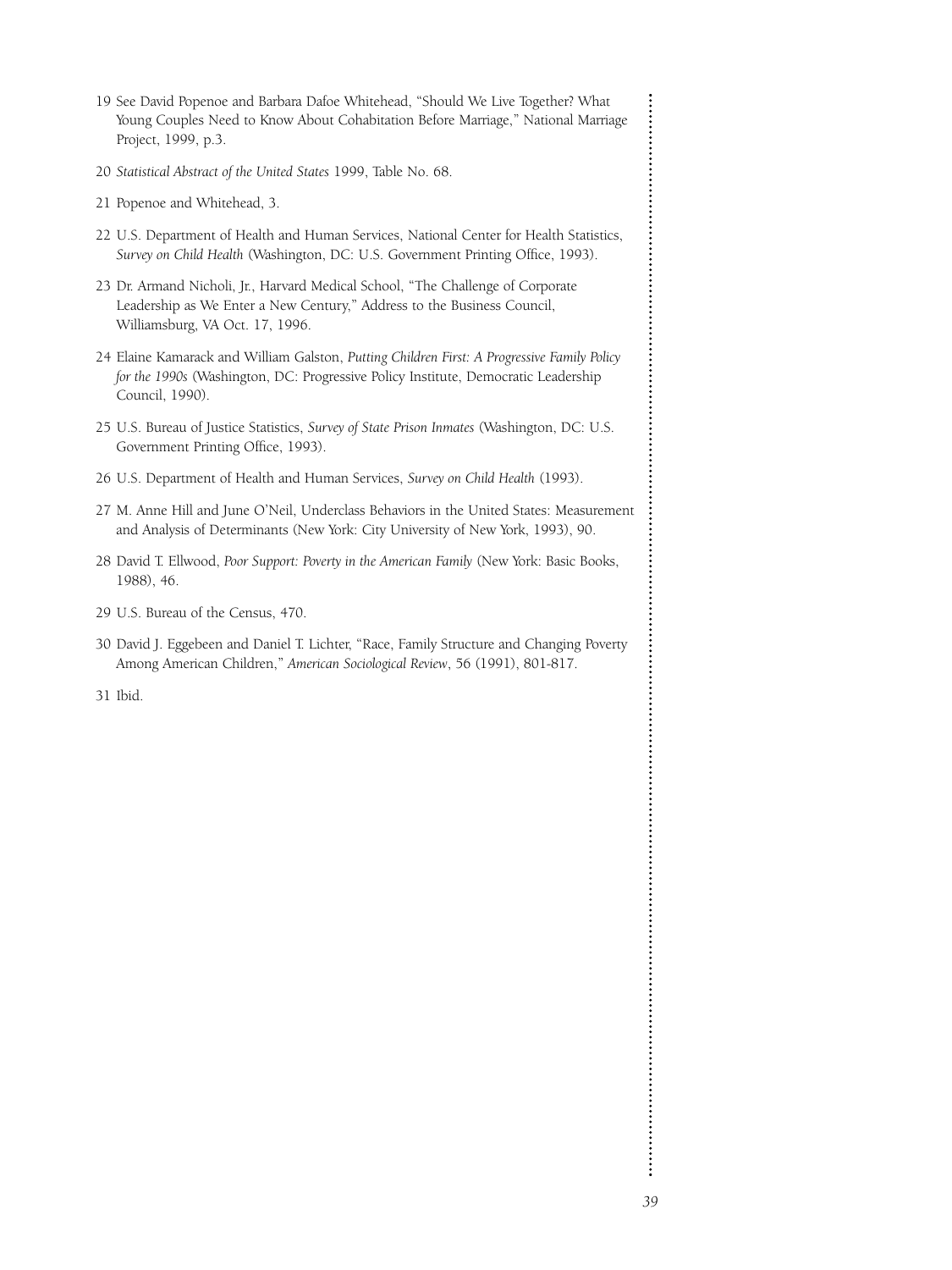19 See David Popenoe and Barbara Dafoe Whitehead, "Should We Live Together? What Young Couples Need to Know About Cohabitation Before Marriage," National Marriage Project, 1999, p.3.

20 *Statistical Abstract of the United States* 1999, Table No. 68.

21 Popenoe and Whitehead, 3.

22 U.S. Department of Health and Human Services, National Center for Health Statistics, *Survey on Child Health* (Washington, DC: U.S. Government Printing Office, 1993).

23 Dr. Armand Nicholi, Jr., Harvard Medical School, "The Challenge of Corporate Leadership as We Enter a New Century," Address to the Business Council, Williamsburg, VA Oct. 17, 1996.

24 Elaine Kamarack and William Galston, *Putting Children First: A Progressive Family Policy for the 1990s* (Washington, DC: Progressive Policy Institute, Democratic Leadership Council, 1990).

25 U.S. Bureau of Justice Statistics, *Survey of State Prison Inmates* (Washington, DC: U.S. Government Printing Office, 1993).

26 U.S. Department of Health and Human Services, *Survey on Child Health* (1993).

27 M. Anne Hill and June O'Neil, Underclass Behaviors in the United States: Measurement and Analysis of Determinants (New York: City University of New York, 1993), 90.

28 David T. Ellwood, *Poor Support: Poverty in the American Family* (New York: Basic Books, 1988), 46.

29 U.S. Bureau of the Census, 470.

30 David J. Eggebeen and Daniel T. Lichter, "Race, Family Structure and Changing Poverty Among American Children," *American Sociological Review*, 56 (1991), 801-817.

31 Ibid.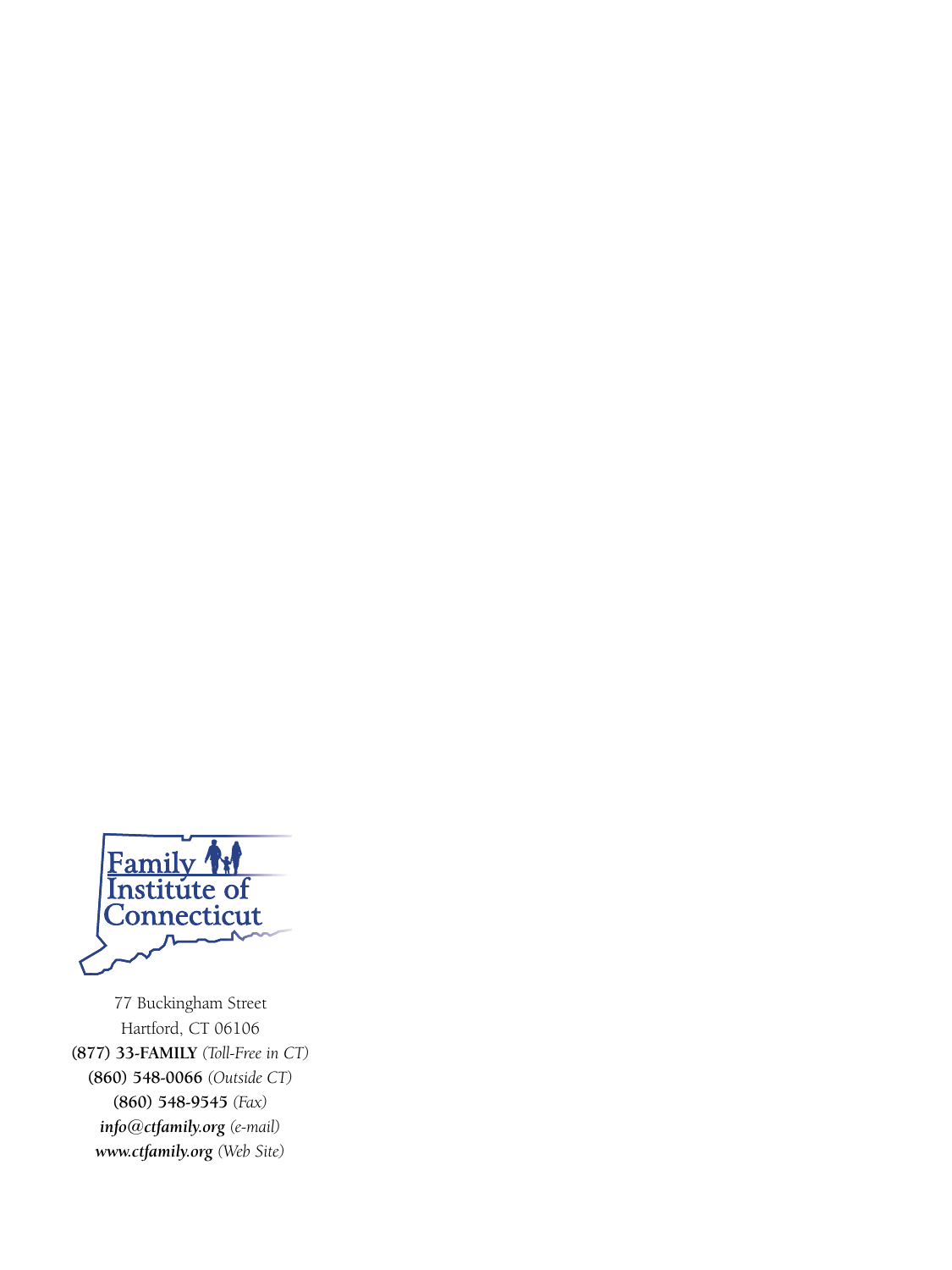Family Institute of Connecticut

77 Buckingham Street
Hartford, CT 06106
**(877) 33-FAMILY** *(Toll-Free in CT)*
**(860) 548-0066** *(Outside CT)*
**(860) 548-9545** *(Fax)*
***info@ctfamily.org*** *(e-mail)*
***www.ctfamily.org*** *(Web Site)*